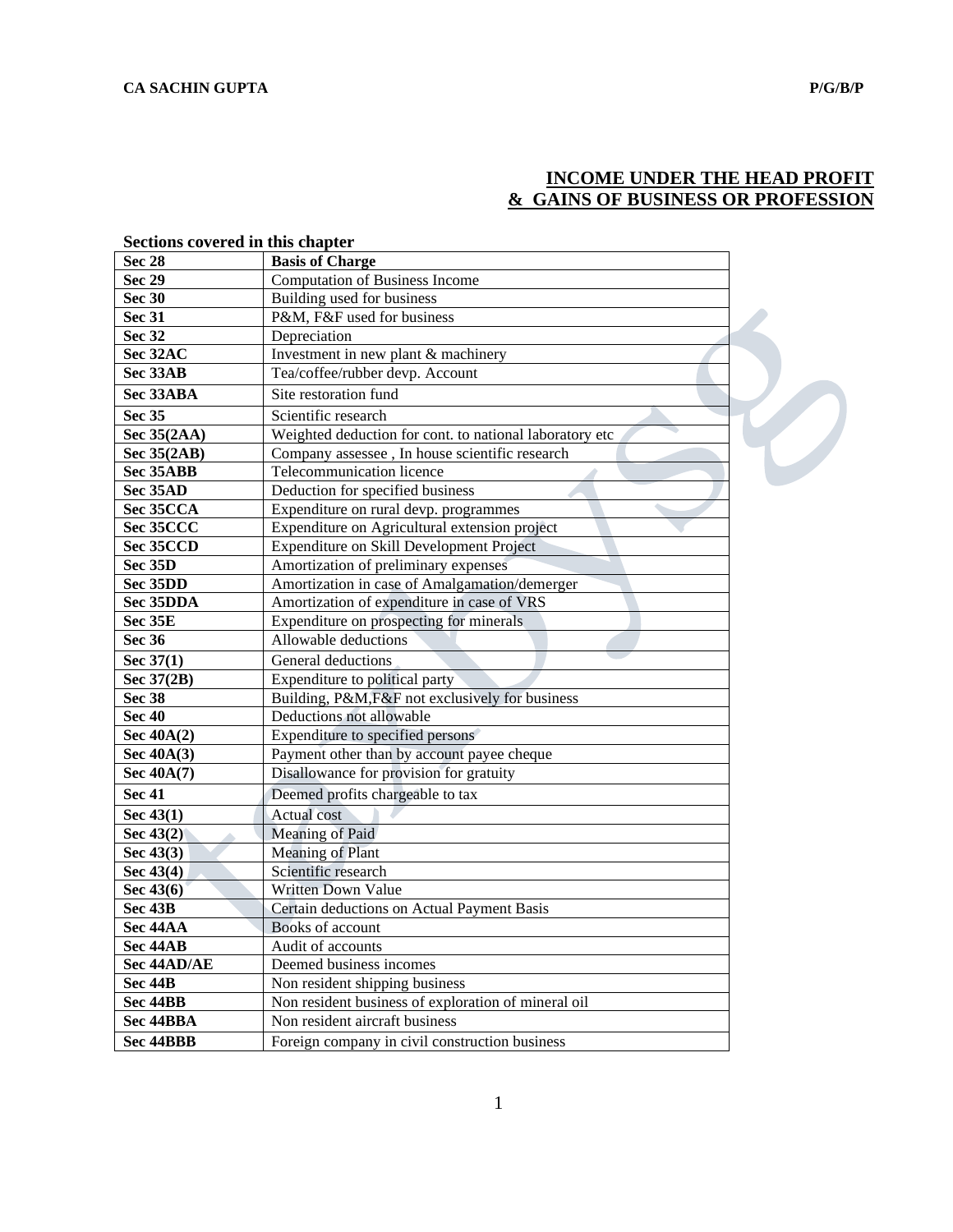# INCOME UNDER THE HEAD PROFIT & GAINS OF BUSINESS OR PROFESSION

**Sections covered in this chapter**

| **Sec 28** | **Basis of Charge** |
|---|---|
| **Sec 29** | Computation of Business Income |
| **Sec 30** | Building used for business |
| **Sec 31** | P&M, F&F used for business |
| **Sec 32** | Depreciation |
| **Sec 32AC** | Investment in new plant & machinery |
| **Sec 33AB** | Tea/coffee/rubber devp. Account |
| **Sec 33ABA** | Site restoration fund |
| **Sec 35** | Scientific research |
| **Sec 35(2AA)** | Weighted deduction for cont. to national laboratory etc |
| **Sec 35(2AB)** | Company assessee , In house scientific research |
| **Sec 35ABB** | Telecommunication licence |
| **Sec 35AD** | Deduction for specified business |
| **Sec 35CCA** | Expenditure on rural devp. programmes |
| **Sec 35CCC** | Expenditure on Agricultural extension project |
| **Sec 35CCD** | Expenditure on Skill Development Project |
| **Sec 35D** | Amortization of preliminary expenses |
| **Sec 35DD** | Amortization in case of Amalgamation/demerger |
| **Sec 35DDA** | Amortization of expenditure in case of VRS |
| **Sec 35E** | Expenditure on prospecting for minerals |
| **Sec 36** | Allowable deductions |
| **Sec 37(1)** | General deductions |
| **Sec 37(2B)** | Expenditure to political party |
| **Sec 38** | Building, P&M,F&F not exclusively for business |
| **Sec 40** | Deductions not allowable |
| **Sec 40A(2)** | Expenditure to specified persons |
| **Sec 40A(3)** | Payment other than by account payee cheque |
| **Sec 40A(7)** | Disallowance for provision for gratuity |
| **Sec 41** | Deemed profits chargeable to tax |
| **Sec 43(1)** | Actual cost |
| **Sec 43(2)** | Meaning of Paid |
| **Sec 43(3)** | Meaning of Plant |
| **Sec 43(4)** | Scientific research |
| **Sec 43(6)** | Written Down Value |
| **Sec 43B** | Certain deductions on Actual Payment Basis |
| **Sec 44AA** | Books of account |
| **Sec 44AB** | Audit of accounts |
| **Sec 44AD/AE** | Deemed business incomes |
| **Sec 44B** | Non resident shipping business |
| **Sec 44BB** | Non resident business of exploration of mineral oil |
| **Sec 44BBA** | Non resident aircraft business |
| **Sec 44BBB** | Foreign company in civil construction business |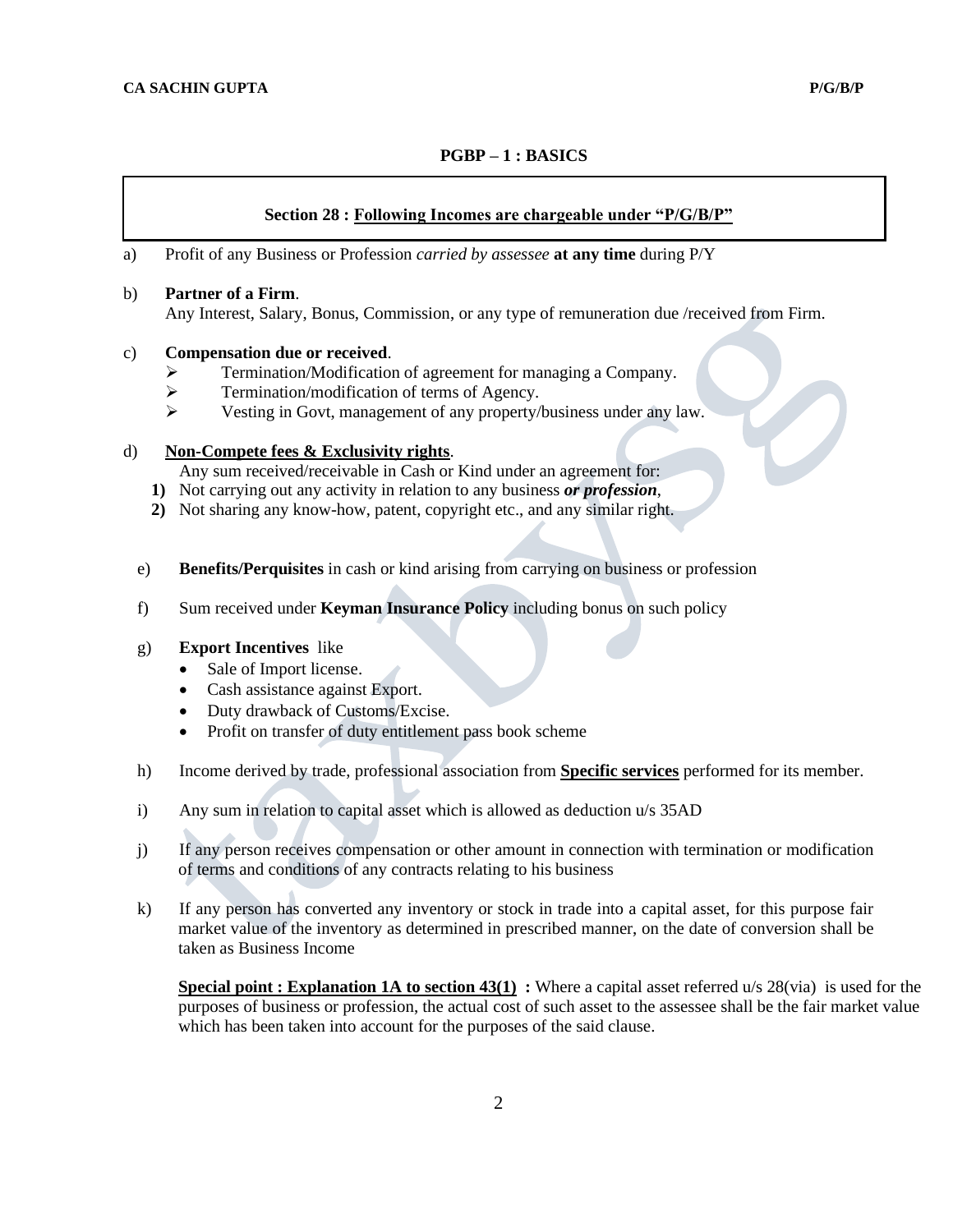## PGBP – 1 : BASICS

**Section 28 : Following Incomes are chargeable under "P/G/B/P"**

a) Profit of any Business or Profession *carried by assessee* **at any time** during P/Y

b) **Partner of a Firm**.
Any Interest, Salary, Bonus, Commission, or any type of remuneration due /received from Firm.

c) **Compensation due or received**.
- Termination/Modification of agreement for managing a Company.
- Termination/modification of terms of Agency.
- Vesting in Govt, management of any property/business under any law.

d) **Non-Compete fees & Exclusivity rights**.
Any sum received/receivable in Cash or Kind under an agreement for:
**1)** Not carrying out any activity in relation to any business ***or profession***,
**2)** Not sharing any know-how, patent, copyright etc., and any similar right.

e) **Benefits/Perquisites** in cash or kind arising from carrying on business or profession

f) Sum received under **Keyman Insurance Policy** including bonus on such policy

g) **Export Incentives** like
- Sale of Import license.
- Cash assistance against Export.
- Duty drawback of Customs/Excise.
- Profit on transfer of duty entitlement pass book scheme

h) Income derived by trade, professional association from **Specific services** performed for its member.

i) Any sum in relation to capital asset which is allowed as deduction u/s 35AD

j) If any person receives compensation or other amount in connection with termination or modification of terms and conditions of any contracts relating to his business

k) If any person has converted any inventory or stock in trade into a capital asset, for this purpose fair market value of the inventory as determined in prescribed manner, on the date of conversion shall be taken as Business Income

**Special point : Explanation 1A to section 43(1) :** Where a capital asset referred u/s 28(via) is used for the purposes of business or profession, the actual cost of such asset to the assessee shall be the fair market value which has been taken into account for the purposes of the said clause.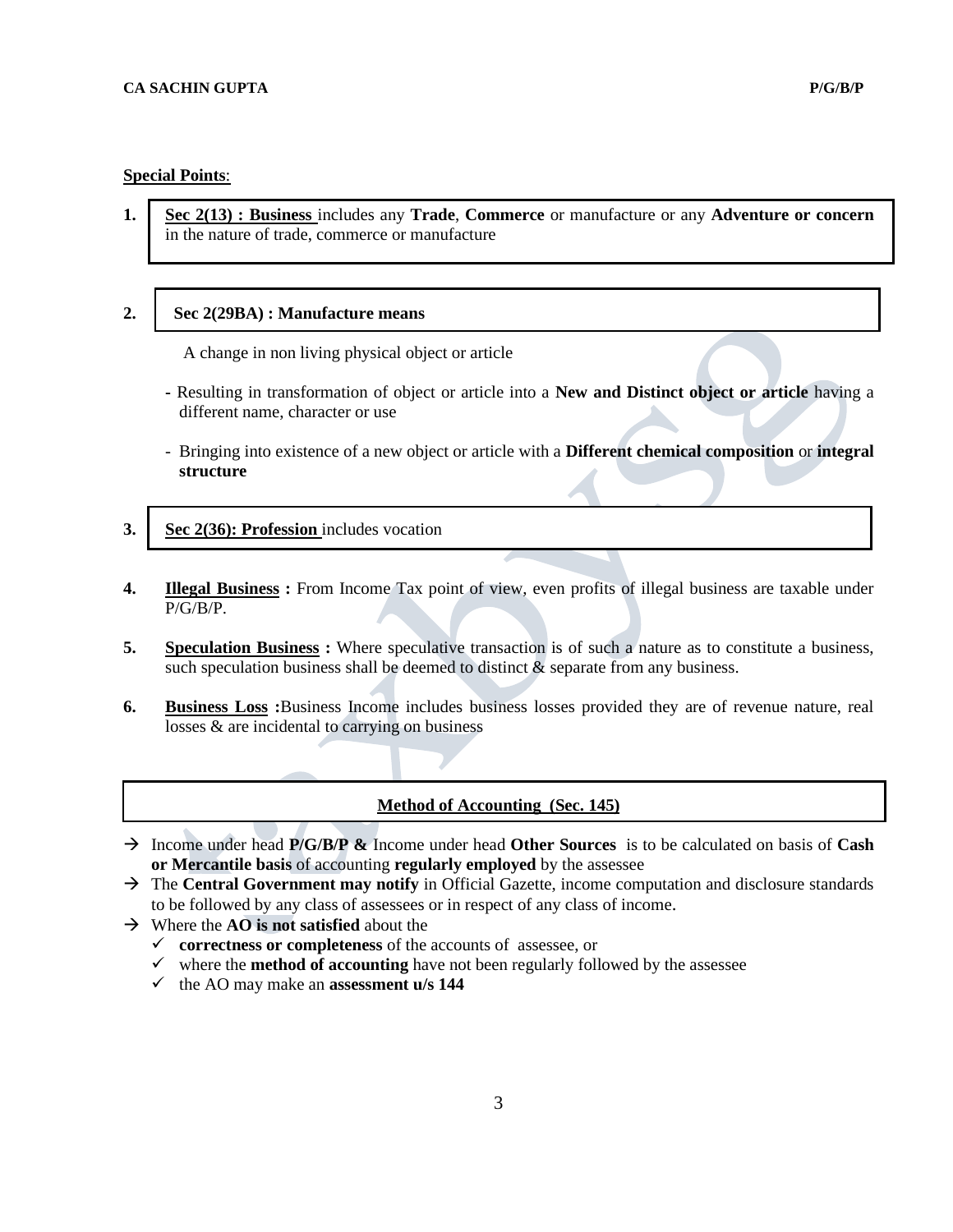**Special Points**:

1. **Sec 2(13) : Business** includes any **Trade**, **Commerce** or manufacture or any **Adventure or concern** in the nature of trade, commerce or manufacture

2. **Sec 2(29BA) : Manufacture means**

   A change in non living physical object or article

   - Resulting in transformation of object or article into a **New and Distinct object or article** having a different name, character or use
   - Bringing into existence of a new object or article with a **Different chemical composition** or **integral structure**

3. **Sec 2(36): Profession** includes vocation

4. **Illegal Business :** From Income Tax point of view, even profits of illegal business are taxable under P/G/B/P.

5. **Speculation Business :** Where speculative transaction is of such a nature as to constitute a business, such speculation business shall be deemed to distinct & separate from any business.

6. **Business Loss :**Business Income includes business losses provided they are of revenue nature, real losses & are incidental to carrying on business

## Method of Accounting (Sec. 145)

→ Income under head **P/G/B/P &** Income under head **Other Sources** is to be calculated on basis of **Cash or Mercantile basis** of accounting **regularly employed** by the assessee

→ The **Central Government may notify** in Official Gazette, income computation and disclosure standards to be followed by any class of assessees or in respect of any class of income.

→ Where the **AO is not satisfied** about the
- ✓ **correctness or completeness** of the accounts of assessee, or
- ✓ where the **method of accounting** have not been regularly followed by the assessee
- ✓ the AO may make an **assessment u/s 144**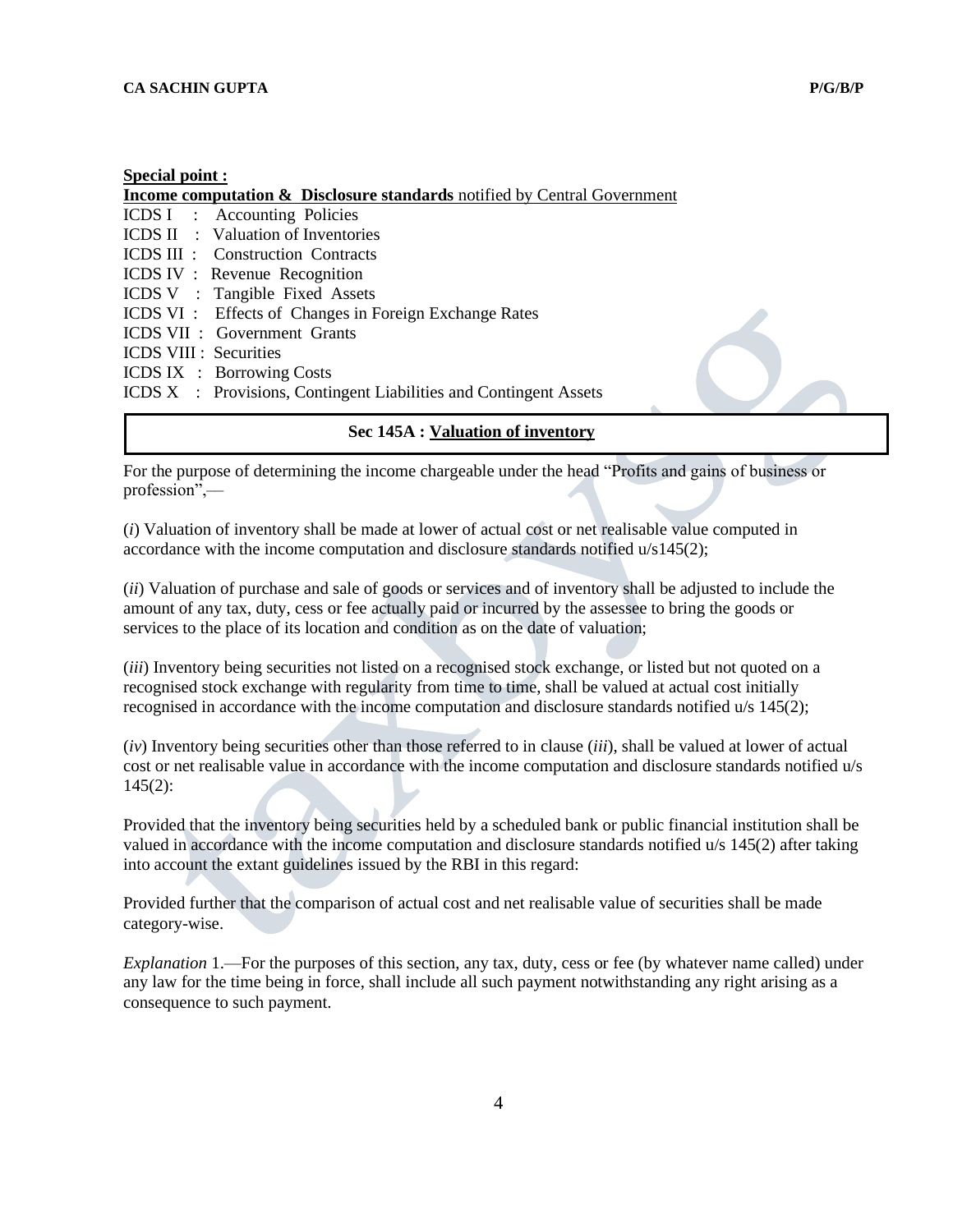**Special point :**

**Income computation & Disclosure standards** notified by Central Government

- ICDS I : Accounting Policies
- ICDS II : Valuation of Inventories
- ICDS III : Construction Contracts
- ICDS IV : Revenue Recognition
- ICDS V : Tangible Fixed Assets
- ICDS VI : Effects of Changes in Foreign Exchange Rates
- ICDS VII : Government Grants
- ICDS VIII : Securities
- ICDS IX : Borrowing Costs
- ICDS X : Provisions, Contingent Liabilities and Contingent Assets

## Sec 145A : Valuation of inventory

For the purpose of determining the income chargeable under the head "Profits and gains of business or profession",—

(*i*) Valuation of inventory shall be made at lower of actual cost or net realisable value computed in accordance with the income computation and disclosure standards notified u/s145(2);

(*ii*) Valuation of purchase and sale of goods or services and of inventory shall be adjusted to include the amount of any tax, duty, cess or fee actually paid or incurred by the assessee to bring the goods or services to the place of its location and condition as on the date of valuation;

(*iii*) Inventory being securities not listed on a recognised stock exchange, or listed but not quoted on a recognised stock exchange with regularity from time to time, shall be valued at actual cost initially recognised in accordance with the income computation and disclosure standards notified u/s 145(2);

(*iv*) Inventory being securities other than those referred to in clause (*iii*), shall be valued at lower of actual cost or net realisable value in accordance with the income computation and disclosure standards notified u/s 145(2):

Provided that the inventory being securities held by a scheduled bank or public financial institution shall be valued in accordance with the income computation and disclosure standards notified u/s 145(2) after taking into account the extant guidelines issued by the RBI in this regard:

Provided further that the comparison of actual cost and net realisable value of securities shall be made category-wise.

*Explanation* 1.—For the purposes of this section, any tax, duty, cess or fee (by whatever name called) under any law for the time being in force, shall include all such payment notwithstanding any right arising as a consequence to such payment.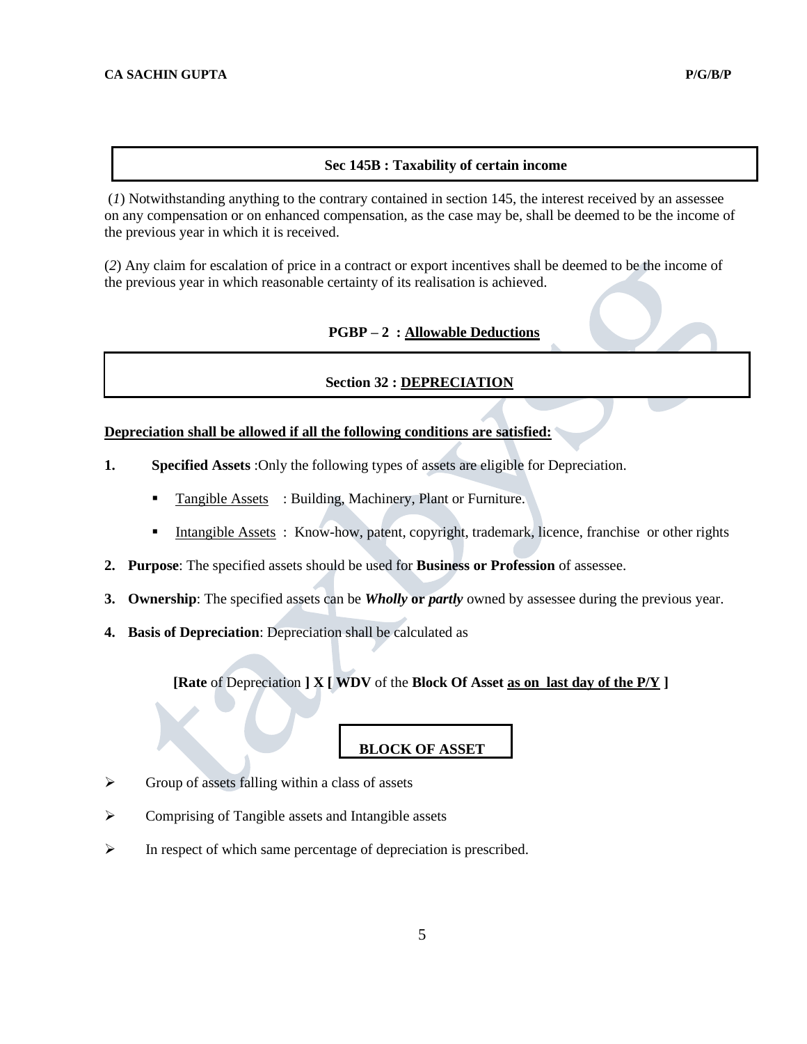## Sec 145B : Taxability of certain income

(*1*) Notwithstanding anything to the contrary contained in section 145, the interest received by an assessee on any compensation or on enhanced compensation, as the case may be, shall be deemed to be the income of the previous year in which it is received.

(*2*) Any claim for escalation of price in a contract or export incentives shall be deemed to be the income of the previous year in which reasonable certainty of its realisation is achieved.

# PGBP – 2 : Allowable Deductions

## Section 32 : DEPRECIATION

**Depreciation shall be allowed if all the following conditions are satisfied:**

1. **Specified Assets** :Only the following types of assets are eligible for Depreciation.
   - Tangible Assets : Building, Machinery, Plant or Furniture.
   - Intangible Assets : Know-how, patent, copyright, trademark, licence, franchise or other rights
2. **Purpose**: The specified assets should be used for **Business or Profession** of assessee.
3. **Ownership**: The specified assets can be ***Wholly* or *partly*** owned by assessee during the previous year.
4. **Basis of Depreciation**: Depreciation shall be calculated as

**[Rate** of Depreciation **] X [ WDV** of the **Block Of Asset** **as on last day of the P/Y ]**

### BLOCK OF ASSET

- Group of assets falling within a class of assets
- Comprising of Tangible assets and Intangible assets
- In respect of which same percentage of depreciation is prescribed.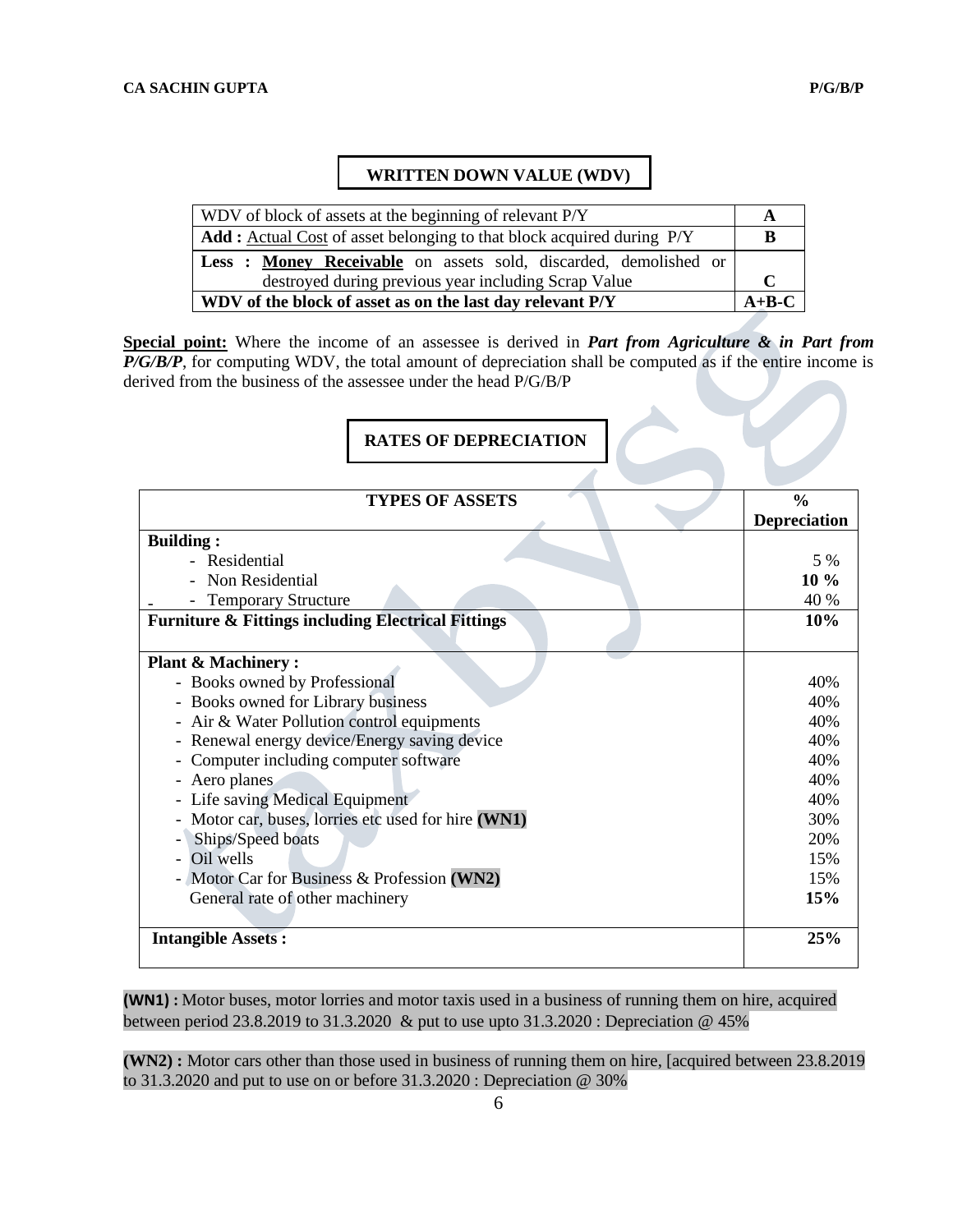## WRITTEN DOWN VALUE (WDV)

| | |
|---|---|
| WDV of block of assets at the beginning of relevant P/Y | **A** |
| **Add :** Actual Cost of asset belonging to that block acquired during P/Y | **B** |
| **Less : Money Receivable** on assets sold, discarded, demolished or destroyed during previous year including Scrap Value | **C** |
| **WDV of the block of asset as on the last day relevant P/Y** | **A+B-C** |

**Special point:** Where the income of an assessee is derived in ***Part from Agriculture & in Part from P/G/B/P***, for computing WDV, the total amount of depreciation shall be computed as if the entire income is derived from the business of the assessee under the head P/G/B/P

## RATES OF DEPRECIATION

| TYPES OF ASSETS | % Depreciation |
|---|---|
| **Building :** | |
| - Residential | 5 % |
| - Non Residential | **10 %** |
| - Temporary Structure | 40 % |
| **Furniture & Fittings including Electrical Fittings** | **10%** |
| **Plant & Machinery :** | |
| - Books owned by Professional | 40% |
| - Books owned for Library business | 40% |
| - Air & Water Pollution control equipments | 40% |
| - Renewal energy device/Energy saving device | 40% |
| - Computer including computer software | 40% |
| - Aero planes | 40% |
| - Life saving Medical Equipment | 40% |
| - Motor car, buses, lorries etc used for hire **(WN1)** | 30% |
| - Ships/Speed boats | 20% |
| - Oil wells | 15% |
| - Motor Car for Business & Profession **(WN2)** | 15% |
| General rate of other machinery | **15%** |
| **Intangible Assets :** | **25%** |

**(WN1) :** Motor buses, motor lorries and motor taxis used in a business of running them on hire, acquired between period 23.8.2019 to 31.3.2020 & put to use upto 31.3.2020 : Depreciation @ 45%

**(WN2) :** Motor cars other than those used in business of running them on hire, [acquired between 23.8.2019 to 31.3.2020 and put to use on or before 31.3.2020 : Depreciation @ 30%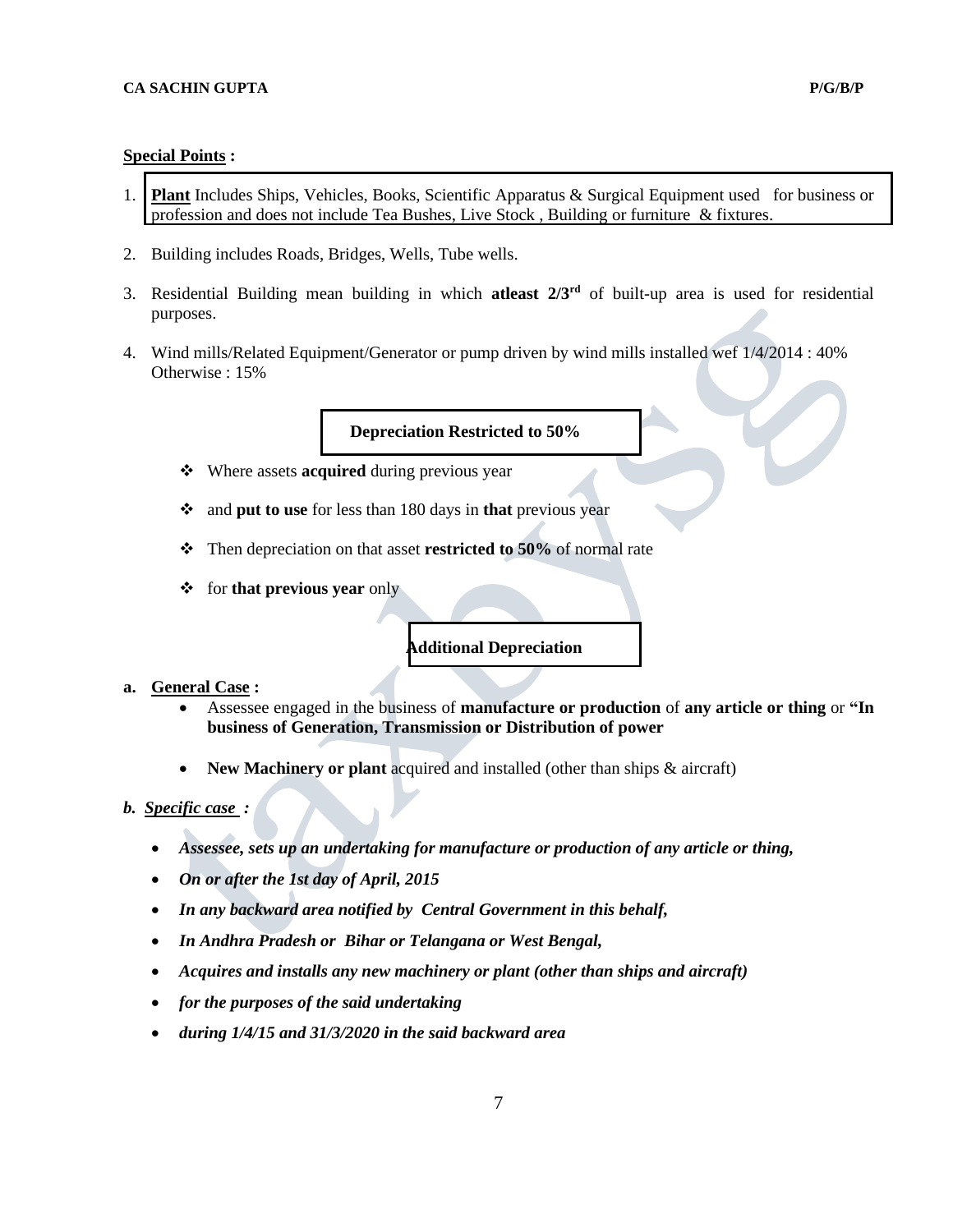**<u>Special Points</u> :**

1. **<u>Plant</u>** Includes Ships, Vehicles, Books, Scientific Apparatus & Surgical Equipment used for business or profession and does not include Tea Bushes, Live Stock , Building or furniture & fixtures.

2. Building includes Roads, Bridges, Wells, Tube wells.

3. Residential Building mean building in which **atleast 2/3rd** of built-up area is used for residential purposes.

4. Wind mills/Related Equipment/Generator or pump driven by wind mills installed wef 1/4/2014 : 40%
   Otherwise : 15%

**Depreciation Restricted to 50%**

- Where assets **acquired** during previous year
- and **put to use** for less than 180 days in **that** previous year
- Then depreciation on that asset **restricted to 50%** of normal rate
- for **that previous year** only

**Additional Depreciation**

**a. <u>General Case</u> :**

- Assessee engaged in the business of **manufacture or production** of **any article or thing** or **"In business of Generation, Transmission or Distribution of power**
- **New Machinery or plant** acquired and installed (other than ships & aircraft)

***b. <u>Specific case</u> :***

- ***Assessee, sets up an undertaking for manufacture or production of any article or thing,***
- ***On or after the 1st day of April, 2015***
- ***In any backward area notified by Central Government in this behalf,***
- ***In Andhra Pradesh or Bihar or Telangana or West Bengal,***
- ***Acquires and installs any new machinery or plant (other than ships and aircraft)***
- ***for the purposes of the said undertaking***
- ***during 1/4/15 and 31/3/2020 in the said backward area***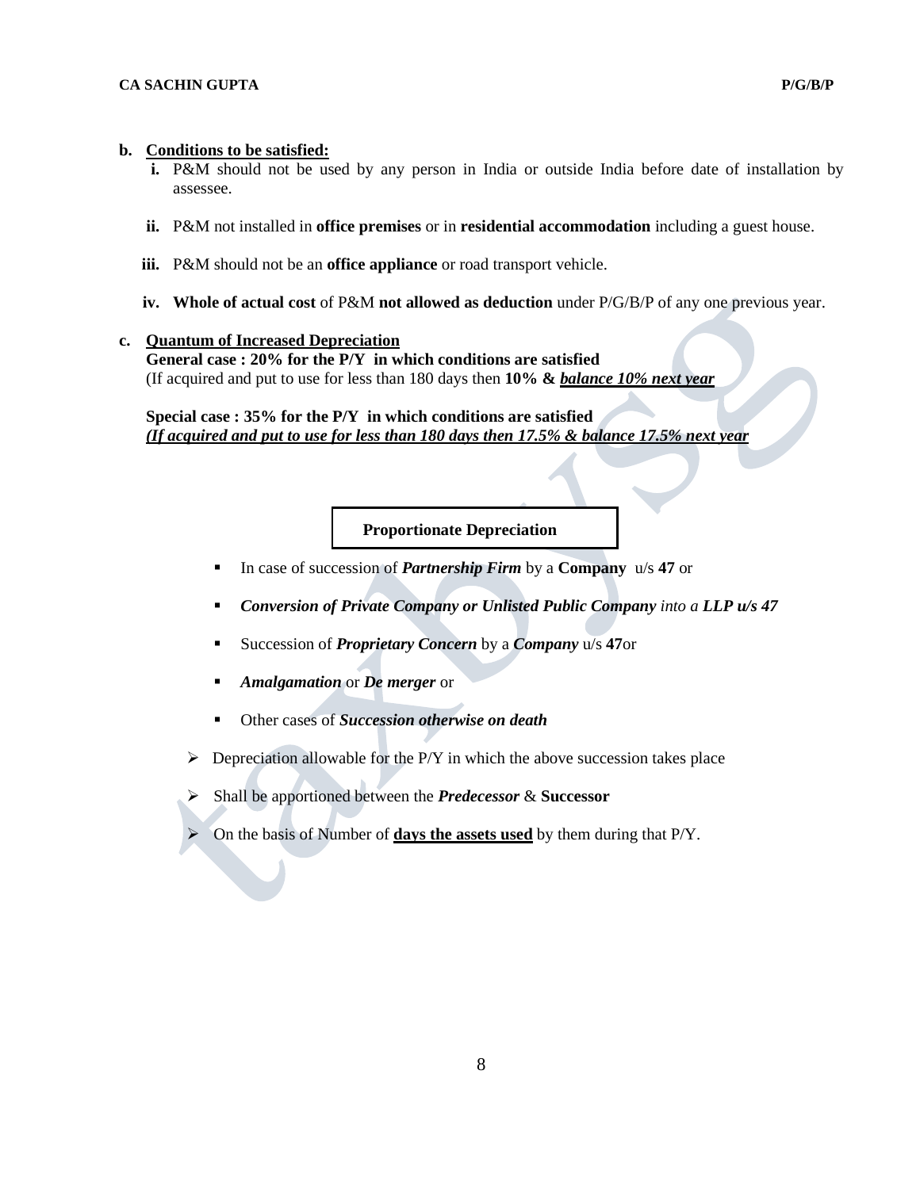**b. <u>Conditions to be satisfied:</u>**

i. P&M should not be used by any person in India or outside India before date of installation by assessee.

ii. P&M not installed in **office premises** or in **residential accommodation** including a guest house.

iii. P&M should not be an **office appliance** or road transport vehicle.

iv. **Whole of actual cost** of P&M **not allowed as deduction** under P/G/B/P of any one previous year.

**c. <u>Quantum of Increased Depreciation</u>**

**General case : 20% for the P/Y in which conditions are satisfied**
(If acquired and put to use for less than 180 days then **10% &** ***<u>balance 10% next year</u>***

**Special case : 35% for the P/Y in which conditions are satisfied**
***<u>(If acquired and put to use for less than 180 days then 17.5% & balance 17.5% next year</u>***

**Proportionate Depreciation**

- In case of succession of ***Partnership Firm*** by a **Company** u/s **47** or
- ***Conversion of Private Company or Unlisted Public Company*** *into a* ***LLP u/s 47***
- Succession of ***Proprietary Concern*** by a ***Company*** u/s **47**or
- ***Amalgamation*** or ***De merger*** or
- Other cases of ***Succession otherwise on death***

> - Depreciation allowable for the P/Y in which the above succession takes place
> - Shall be apportioned between the ***Predecessor*** & **Successor**
> - On the basis of Number of **<u>days the assets used</u>** by them during that P/Y.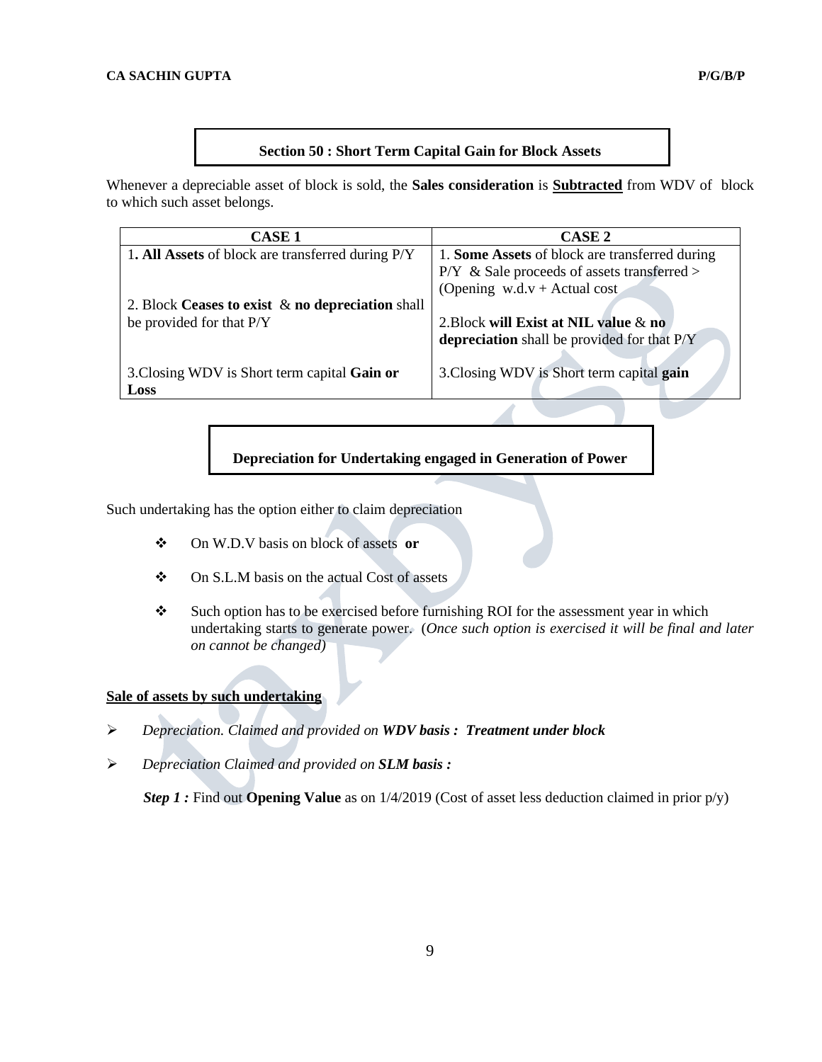## Section 50 : Short Term Capital Gain for Block Assets

Whenever a depreciable asset of block is sold, the **Sales consideration** is **Subtracted** from WDV of block to which such asset belongs.

| CASE 1 | CASE 2 |
|---|---|
| 1. **All Assets** of block are transferred during P/Y<br><br>2. Block **Ceases to exist** & **no depreciation** shall be provided for that P/Y<br><br>3.Closing WDV is Short term capital **Gain or Loss** | 1. **Some Assets** of block are transferred during P/Y & Sale proceeds of assets transferred > (Opening w.d.v + Actual cost<br><br>2.Block **will Exist at NIL value** & **no depreciation** shall be provided for that P/Y<br><br>3.Closing WDV is Short term capital **gain** |

## Depreciation for Undertaking engaged in Generation of Power

Such undertaking has the option either to claim depreciation

- On W.D.V basis on block of assets **or**
- On S.L.M basis on the actual Cost of assets
- Such option has to be exercised before furnishing ROI for the assessment year in which undertaking starts to generate power. (*Once such option is exercised it will be final and later on cannot be changed)*

**Sale of assets by such undertaking**

- *Depreciation. Claimed and provided on **WDV basis : Treatment under block***
- *Depreciation Claimed and provided on **SLM basis :***

***Step 1 :*** Find out **Opening Value** as on 1/4/2019 (Cost of asset less deduction claimed in prior p/y)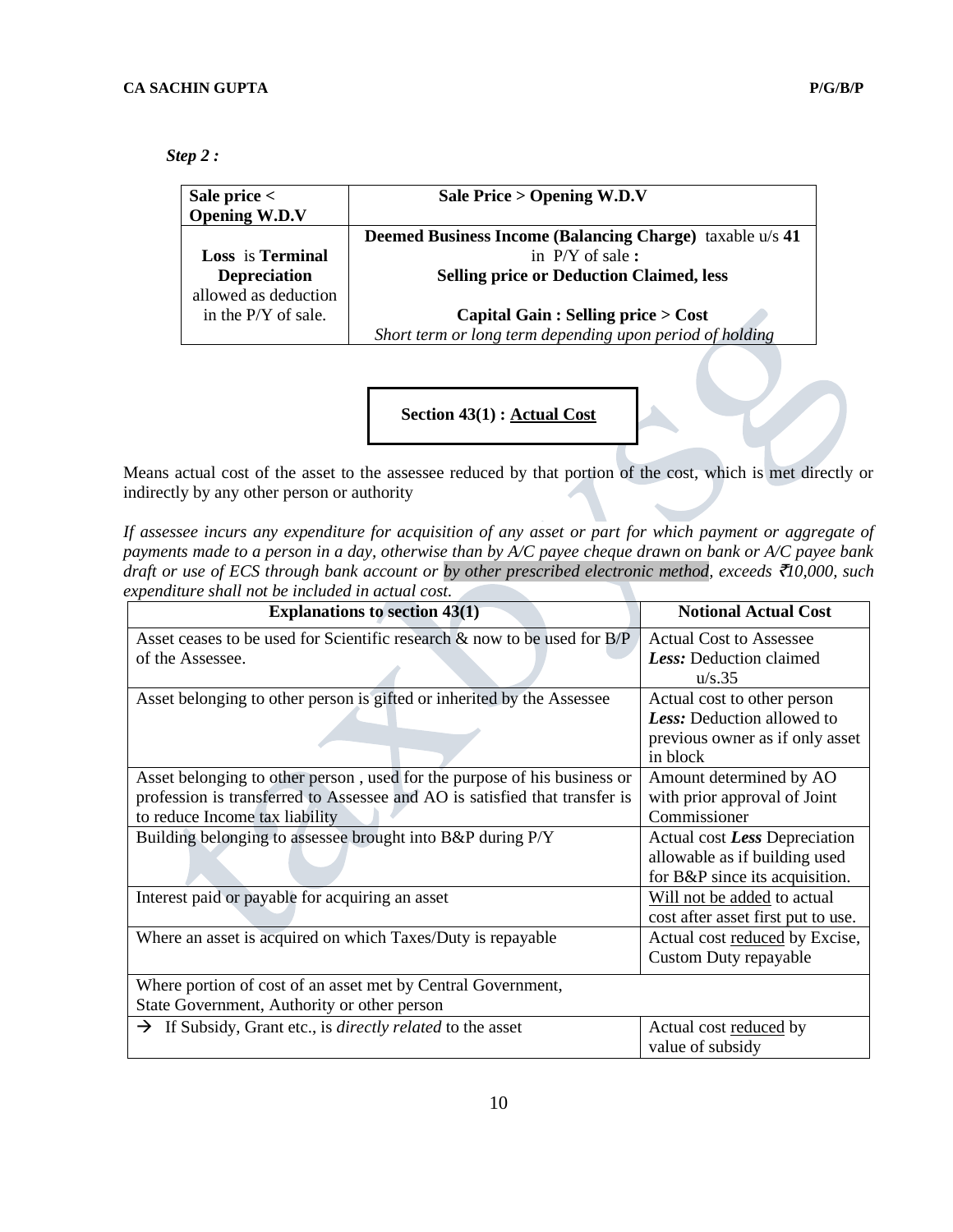*Step 2 :*

| Sale price < Opening W.D.V | Sale Price > Opening W.D.V |
|---|---|
| **Loss** is **Terminal Depreciation** allowed as deduction in the P/Y of sale. | **Deemed Business Income (Balancing Charge)** taxable u/s **41** in P/Y of sale **:** **Selling price or Deduction Claimed, less**<br><br>**Capital Gain : Selling price > Cost**<br>*Short term or long term depending upon period of holding* |

**Section 43(1) : Actual Cost**

Means actual cost of the asset to the assessee reduced by that portion of the cost, which is met directly or indirectly by any other person or authority

*If assessee incurs any expenditure for acquisition of any asset or part for which payment or aggregate of payments made to a person in a day, otherwise than by A/C payee cheque drawn on bank or A/C payee bank draft or use of ECS through bank account or by other prescribed electronic method, exceeds ₹10,000, such expenditure shall not be included in actual cost.*

| Explanations to section 43(1) | Notional Actual Cost |
|---|---|
| Asset ceases to be used for Scientific research & now to be used for B/P of the Assessee. | Actual Cost to Assessee ***Less:*** Deduction claimed u/s.35 |
| Asset belonging to other person is gifted or inherited by the Assessee | Actual cost to other person ***Less:*** Deduction allowed to previous owner as if only asset in block |
| Asset belonging to other person , used for the purpose of his business or profession is transferred to Assessee and AO is satisfied that transfer is to reduce Income tax liability | Amount determined by AO with prior approval of Joint Commissioner |
| Building belonging to assessee brought into B&P during P/Y | Actual cost ***Less*** Depreciation allowable as if building used for B&P since its acquisition. |
| Interest paid or payable for acquiring an asset | Will not be added to actual cost after asset first put to use. |
| Where an asset is acquired on which Taxes/Duty is repayable | Actual cost reduced by Excise, Custom Duty repayable |
| Where portion of cost of an asset met by Central Government, State Government, Authority or other person | |
| → If Subsidy, Grant etc., is *directly related* to the asset | Actual cost reduced by value of subsidy |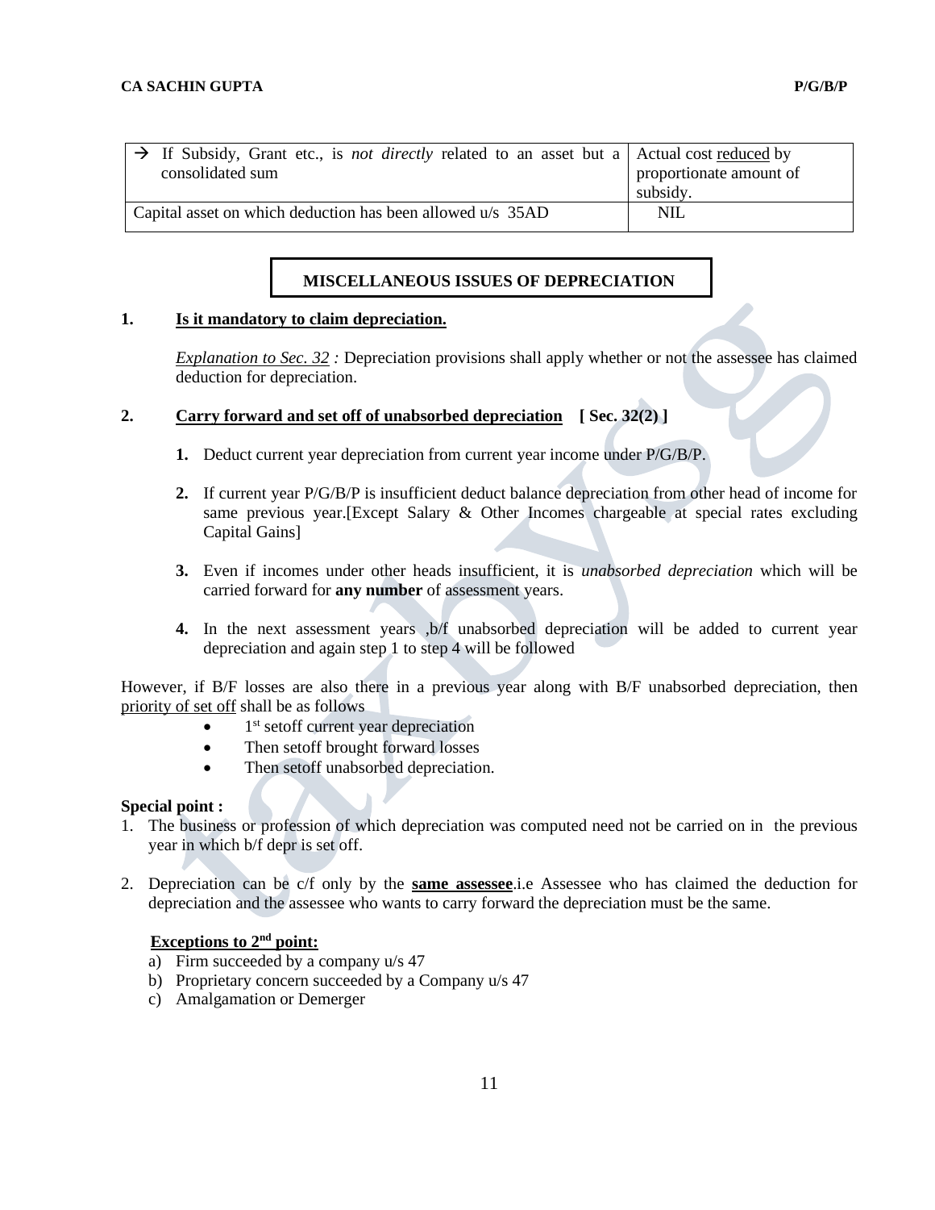| → If Subsidy, Grant etc., is *not directly* related to an asset but a consolidated sum | Actual cost reduced by proportionate amount of subsidy. |
|---|---|
| Capital asset on which deduction has been allowed u/s 35AD | NIL |

## MISCELLANEOUS ISSUES OF DEPRECIATION

**1. Is it mandatory to claim depreciation.**

*Explanation to Sec. 32* : Depreciation provisions shall apply whether or not the assessee has claimed deduction for depreciation.

**2. Carry forward and set off of unabsorbed depreciation [ Sec. 32(2) ]**

1. Deduct current year depreciation from current year income under P/G/B/P.
2. If current year P/G/B/P is insufficient deduct balance depreciation from other head of income for same previous year.[Except Salary & Other Incomes chargeable at special rates excluding Capital Gains]
3. Even if incomes under other heads insufficient, it is *unabsorbed depreciation* which will be carried forward for **any number** of assessment years.
4. In the next assessment years ,b/f unabsorbed depreciation will be added to current year depreciation and again step 1 to step 4 will be followed

However, if B/F losses are also there in a previous year along with B/F unabsorbed depreciation, then priority of set off shall be as follows

- 1st setoff current year depreciation
- Then setoff brought forward losses
- Then setoff unabsorbed depreciation.

**Special point :**

1. The business or profession of which depreciation was computed need not be carried on in the previous year in which b/f depr is set off.
2. Depreciation can be c/f only by the **same assessee**.i.e Assessee who has claimed the deduction for depreciation and the assessee who wants to carry forward the depreciation must be the same.

**Exceptions to 2nd point:**

a) Firm succeeded by a company u/s 47
b) Proprietary concern succeeded by a Company u/s 47
c) Amalgamation or Demerger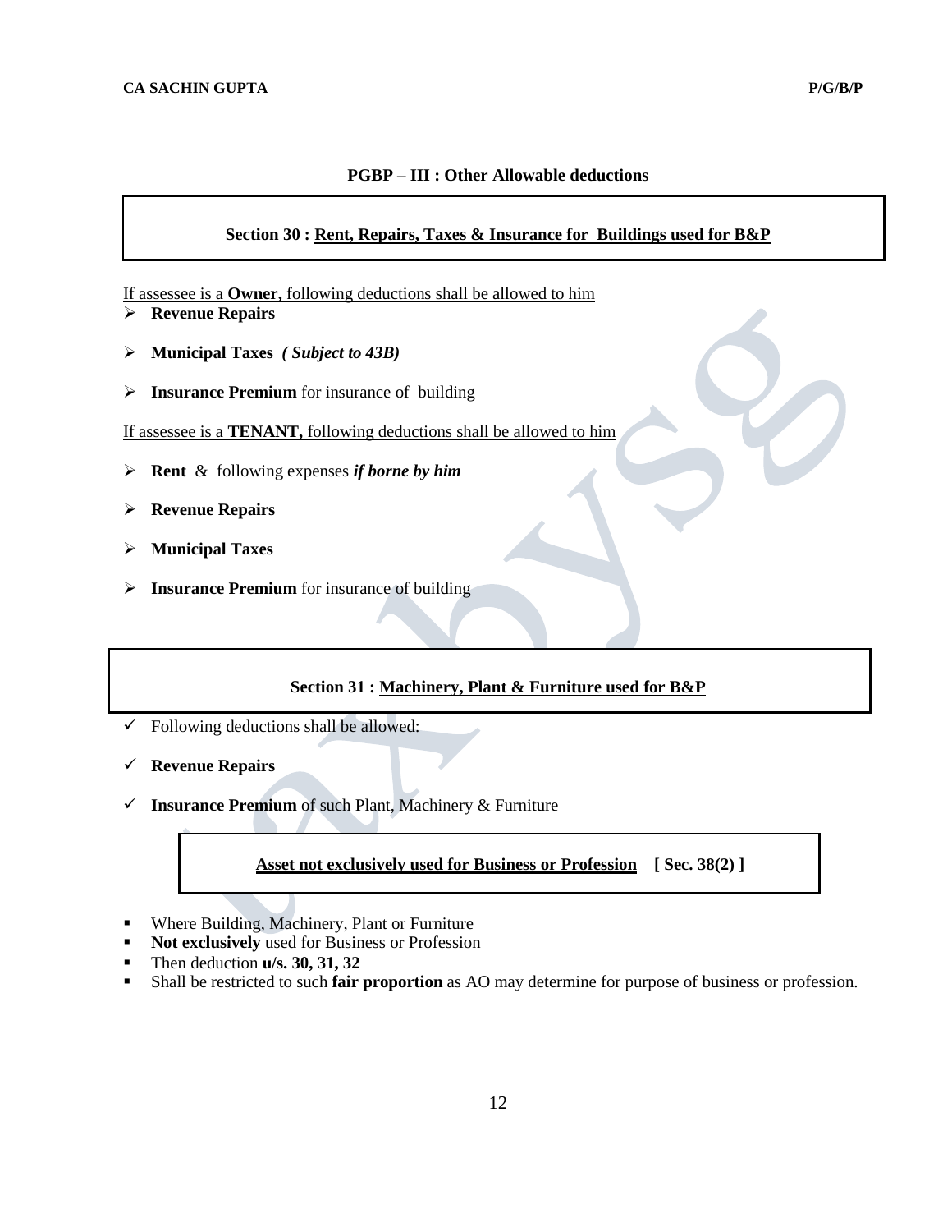## PGBP – III : Other Allowable deductions

### Section 30 : Rent, Repairs, Taxes & Insurance for Buildings used for B&P

If assessee is a **Owner,** following deductions shall be allowed to him

- **Revenue Repairs**
- **Municipal Taxes** ***( Subject to 43B)***
- **Insurance Premium** for insurance of building

If assessee is a **TENANT,** following deductions shall be allowed to him

- **Rent** & following expenses ***if borne by him***
- **Revenue Repairs**
- **Municipal Taxes**
- **Insurance Premium** for insurance of building

### Section 31 : Machinery, Plant & Furniture used for B&P

- ✓ Following deductions shall be allowed:
- ✓ **Revenue Repairs**
- ✓ **Insurance Premium** of such Plant, Machinery & Furniture

### Asset not exclusively used for Business or Profession [ Sec. 38(2) ]

- Where Building, Machinery, Plant or Furniture
- **Not exclusively** used for Business or Profession
- Then deduction **u/s. 30, 31, 32**
- Shall be restricted to such **fair proportion** as AO may determine for purpose of business or profession.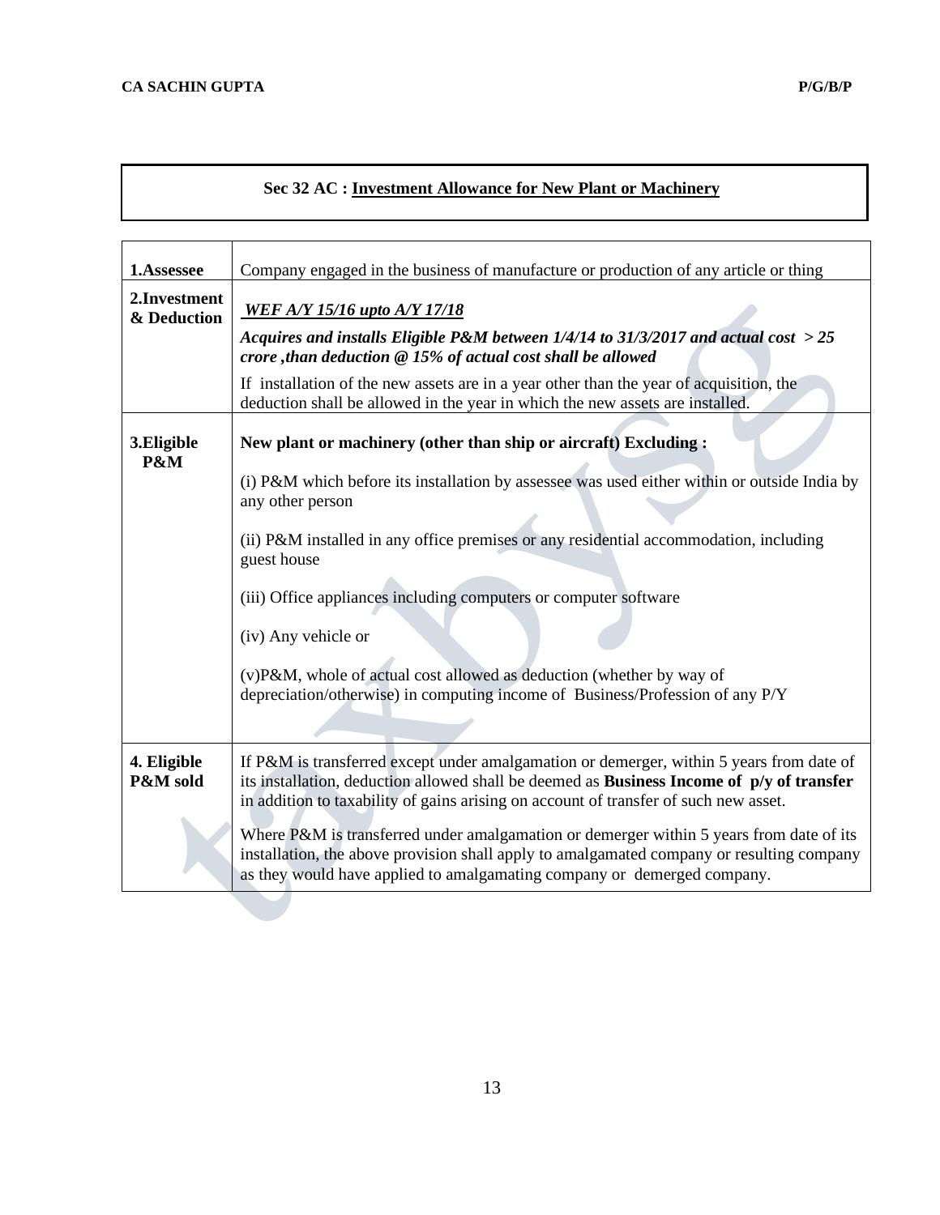## Sec 32 AC : Investment Allowance for New Plant or Machinery

| | |
|---|---|
| **1.Assessee** | Company engaged in the business of manufacture or production of any article or thing |
| **2.Investment & Deduction** | ***WEF A/Y 15/16 upto A/Y 17/18***<br><br>***Acquires and installs Eligible P&M between 1/4/14 to 31/3/2017 and actual cost > 25 crore ,than deduction @ 15% of actual cost shall be allowed***<br><br>If installation of the new assets are in a year other than the year of acquisition, the deduction shall be allowed in the year in which the new assets are installed. |
| **3.Eligible P&M** | **New plant or machinery (other than ship or aircraft) Excluding :**<br><br>(i) P&M which before its installation by assessee was used either within or outside India by any other person<br><br>(ii) P&M installed in any office premises or any residential accommodation, including guest house<br><br>(iii) Office appliances including computers or computer software<br><br>(iv) Any vehicle or<br><br>(v)P&M, whole of actual cost allowed as deduction (whether by way of depreciation/otherwise) in computing income of Business/Profession of any P/Y |
| **4. Eligible P&M sold** | If P&M is transferred except under amalgamation or demerger, within 5 years from date of its installation, deduction allowed shall be deemed as **Business Income of p/y of transfer** in addition to taxability of gains arising on account of transfer of such new asset.<br><br>Where P&M is transferred under amalgamation or demerger within 5 years from date of its installation, the above provision shall apply to amalgamated company or resulting company as they would have applied to amalgamating company or demerged company. |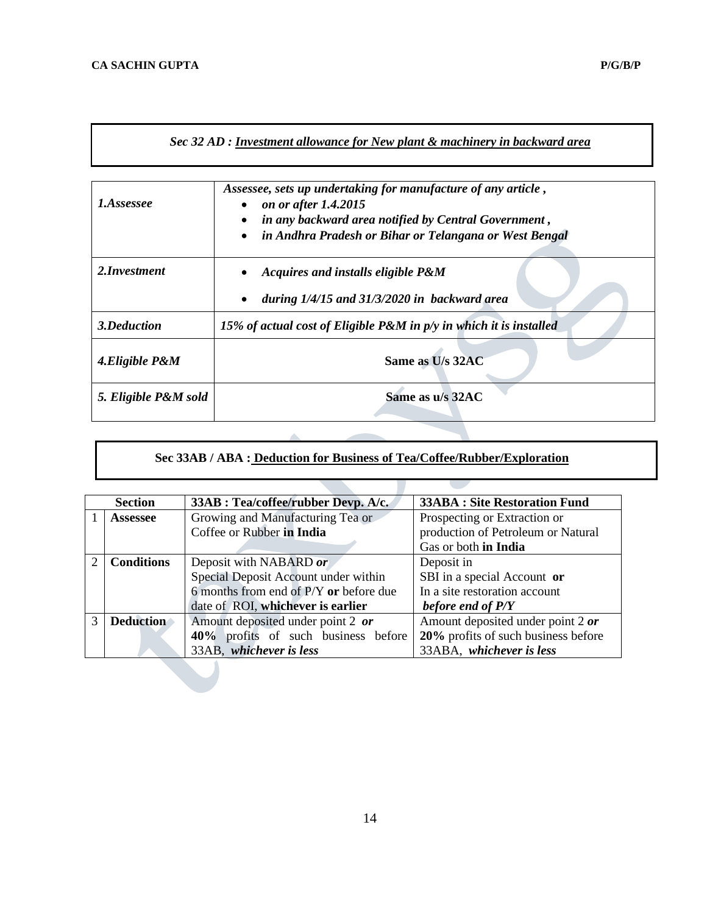## *Sec 32 AD : Investment allowance for New plant & machinery in backward area*

| | |
|---|---|
| ***1.Assessee*** | ***Assessee, sets up undertaking for manufacture of any article ,***<br>• ***on or after 1.4.2015***<br>• ***in any backward area notified by Central Government ,***<br>• ***in Andhra Pradesh or Bihar or Telangana or West Bengal*** |
| ***2.Investment*** | • ***Acquires and installs eligible P&M***<br>• ***during 1/4/15 and 31/3/2020 in backward area*** |
| ***3.Deduction*** | ***15% of actual cost of Eligible P&M in p/y in which it is installed*** |
| ***4.Eligible P&M*** | **Same as U/s 32AC** |
| ***5. Eligible P&M sold*** | **Same as u/s 32AC** |

## Sec 33AB / ABA : Deduction for Business of Tea/Coffee/Rubber/Exploration

| | **Section** | **33AB : Tea/coffee/rubber Devp. A/c.** | **33ABA : Site Restoration Fund** |
|---|---|---|---|
| 1 | **Assessee** | Growing and Manufacturing Tea or Coffee or Rubber **in India** | Prospecting or Extraction or production of Petroleum or Natural Gas or both **in India** |
| 2 | **Conditions** | Deposit with NABARD ***or*** Special Deposit Account under within 6 months from end of P/Y **or** before due date of ROI, **whichever is earlier** | Deposit in SBI in a special Account **or** In a site restoration account ***before end of P/Y*** |
| 3 | **Deduction** | Amount deposited under point 2 ***or*** **40%** profits of such business before 33AB, ***whichever is less*** | Amount deposited under point 2 ***or*** **20%** profits of such business before 33ABA, ***whichever is less*** |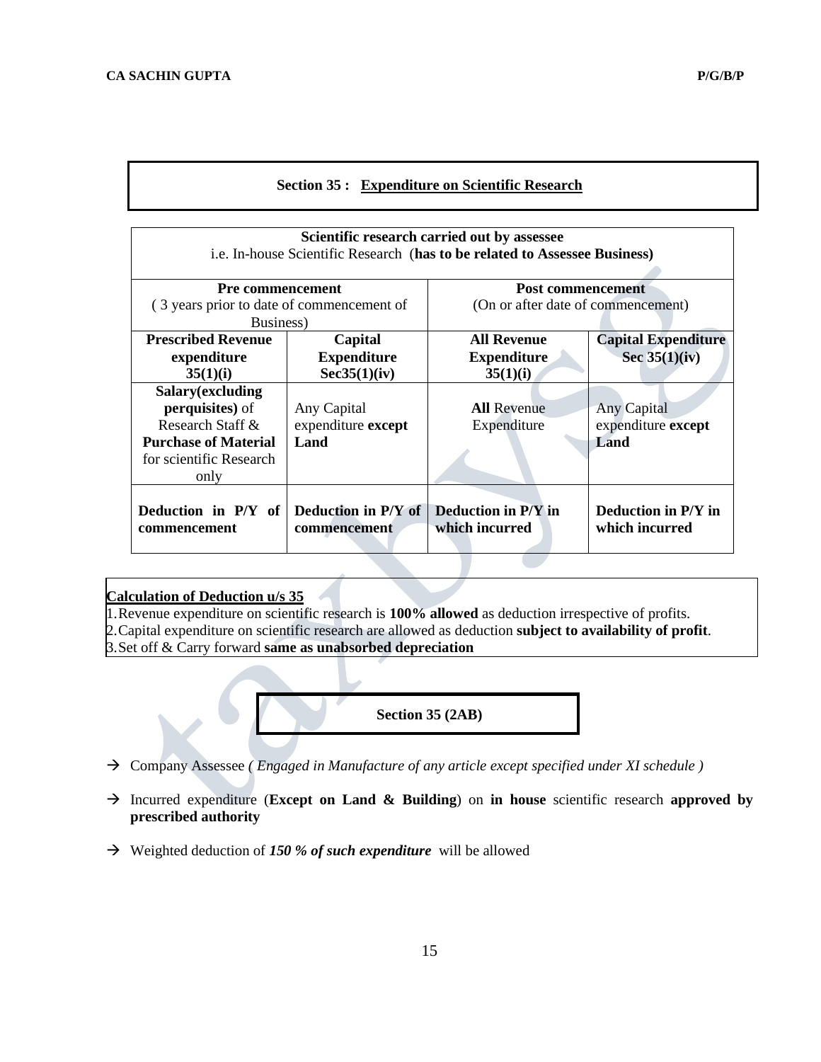## Section 35 : Expenditure on Scientific Research

| **Scientific research carried out by assessee**<br>i.e. In-house Scientific Research (**has to be related to Assessee Business**) | | | |
|---|---|---|---|
| **Pre commencement**<br>( 3 years prior to date of commencement of Business) | | **Post commencement**<br>(On or after date of commencement) | |
| **Prescribed Revenue expenditure 35(1)(i)** | **Capital Expenditure Sec35(1)(iv)** | **All Revenue Expenditure 35(1)(i)** | **Capital Expenditure Sec 35(1)(iv)** |
| **Salary(excluding perquisites)** of Research Staff & **Purchase of Material** for scientific Research only | Any Capital expenditure **except Land** | **All** Revenue Expenditure | Any Capital expenditure **except Land** |
| **Deduction in P/Y of commencement** | **Deduction in P/Y of commencement** | **Deduction in P/Y in which incurred** | **Deduction in P/Y in which incurred** |

**Calculation of Deduction u/s 35**

1. Revenue expenditure on scientific research is **100% allowed** as deduction irrespective of profits.
2. Capital expenditure on scientific research are allowed as deduction **subject to availability of profit**.
3. Set off & Carry forward **same as unabsorbed depreciation**

### Section 35 (2AB)

→ Company Assessee *( Engaged in Manufacture of any article except specified under XI schedule )*

→ Incurred expenditure (**Except on Land & Building**) on **in house** scientific research **approved by prescribed authority**

→ Weighted deduction of ***150 % of such expenditure*** will be allowed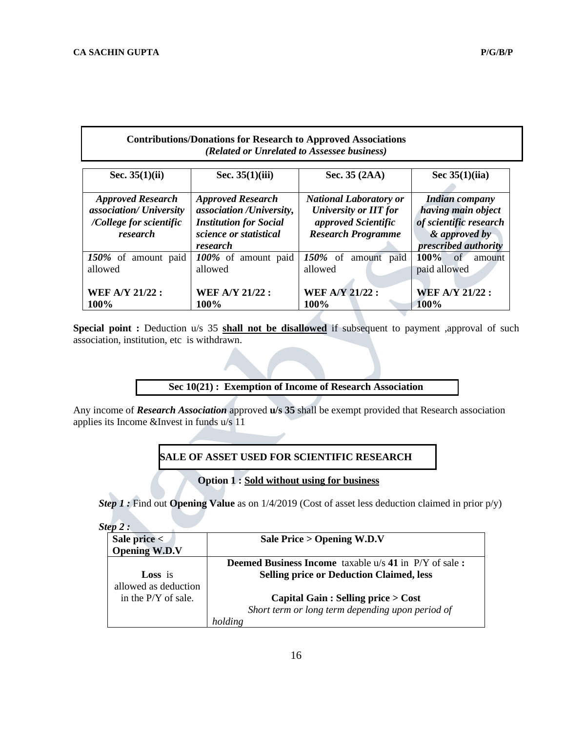## Contributions/Donations for Research to Approved Associations
*(Related or Unrelated to Assessee business)*

| Sec. 35(1)(ii) | Sec. 35(1)(iii) | Sec. 35 (2AA) | Sec 35(1)(iia) |
|---|---|---|---|
| ***Approved Research association/ University /College for scientific research*** | ***Approved Research association /University, Institution for Social science or statistical research*** | ***National Laboratory or University or IIT for approved Scientific Research Programme*** | ***Indian company having main object of scientific research & approved by prescribed authority*** |
| ***150%*** of amount paid allowed<br><br>**WEF A/Y 21/22 : 100%** | ***100%*** of amount paid allowed<br><br>**WEF A/Y 21/22 : 100%** | ***150%*** of amount paid allowed<br><br>**WEF A/Y 21/22 : 100%** | **100%** of amount paid allowed<br><br>**WEF A/Y 21/22 : 100%** |

**Special point :** Deduction u/s 35 **shall not be disallowed** if subsequent to payment ,approval of such association, institution, etc is withdrawn.

## Sec 10(21) : Exemption of Income of Research Association

Any income of ***Research Association*** approved **u/s 35** shall be exempt provided that Research association applies its Income &Invest in funds u/s 11

## SALE OF ASSET USED FOR SCIENTIFIC RESEARCH

**Option 1 : Sold without using for business**

***Step 1 :*** Find out **Opening Value** as on 1/4/2019 (Cost of asset less deduction claimed in prior p/y)

***Step 2 :***

| Sale price < Opening W.D.V | Sale Price > Opening W.D.V |
|---|---|
| **Loss** is allowed as deduction in the P/Y of sale. | **Deemed Business Income** taxable u/s **41** in P/Y of sale **:**<br>**Selling price or Deduction Claimed, less**<br><br>**Capital Gain : Selling price > Cost**<br>*Short term or long term depending upon period of holding* |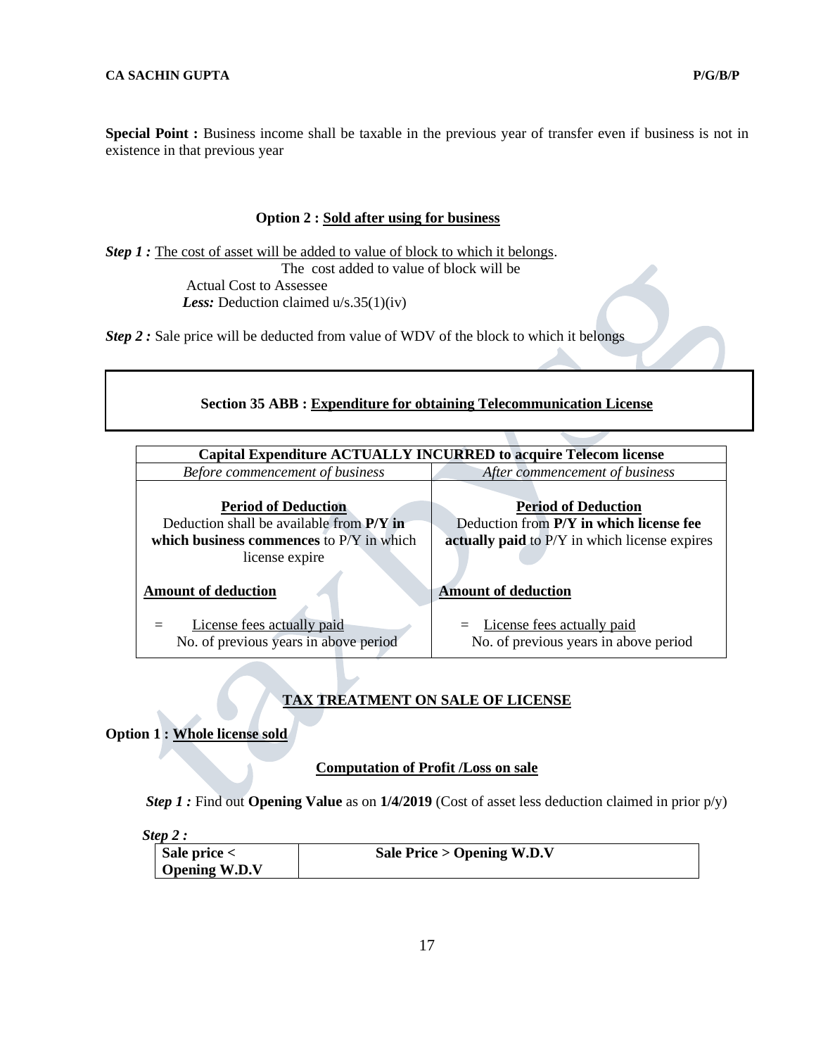**Special Point :** Business income shall be taxable in the previous year of transfer even if business is not in existence in that previous year

**Option 2 : Sold after using for business**

***Step 1 :*** The cost of asset will be added to value of block to which it belongs.

The cost added to value of block will be

Actual Cost to Assessee

***Less:*** Deduction claimed u/s.35(1)(iv)

***Step 2 :*** Sale price will be deducted from value of WDV of the block to which it belongs

## Section 35 ABB : Expenditure for obtaining Telecommunication License

| **Capital Expenditure ACTUALLY INCURRED to acquire Telecom license** | |
|---|---|
| *Before commencement of business* | *After commencement of business* |
| **Period of Deduction**<br>Deduction shall be available from **P/Y in which business commences** to P/Y in which license expire | **Period of Deduction**<br>Deduction from **P/Y in which license fee actually paid** to P/Y in which license expires |
| **Amount of deduction**<br>$= \dfrac{\text{License fees actually paid}}{\text{No. of previous years in above period}}$ | **Amount of deduction**<br>$= \dfrac{\text{License fees actually paid}}{\text{No. of previous years in above period}}$ |

### TAX TREATMENT ON SALE OF LICENSE

**Option 1 : Whole license sold**

**Computation of Profit /Loss on sale**

***Step 1 :*** Find out **Opening Value** as on **1/4/2019** (Cost of asset less deduction claimed in prior p/y)

***Step 2 :***

| **Sale price < Opening W.D.V** | **Sale Price > Opening W.D.V** |
|---|---|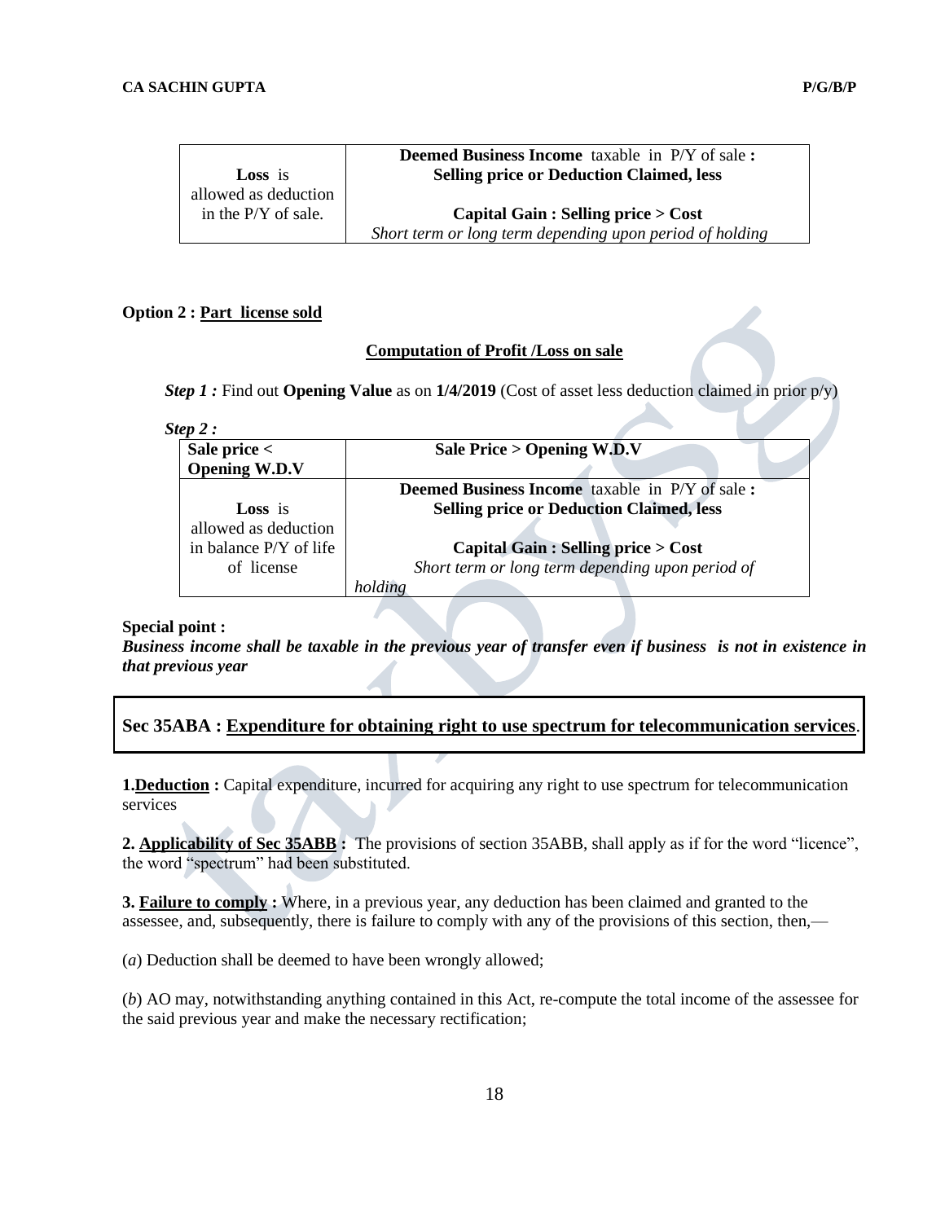| Loss is allowed as deduction in the P/Y of sale. | **Deemed Business Income** taxable in P/Y of sale **:** **Selling price or Deduction Claimed, less** <br><br> **Capital Gain : Selling price > Cost** <br> *Short term or long term depending upon period of holding* |
|---|---|

**Option 2 : Part license sold**

**Computation of Profit /Loss on sale**

***Step 1 :*** Find out **Opening Value** as on **1/4/2019** (Cost of asset less deduction claimed in prior p/y)

***Step 2 :***

| Sale price < Opening W.D.V | Sale Price > Opening W.D.V |
|---|---|
| **Loss** is allowed as deduction in balance P/Y of life of license | **Deemed Business Income** taxable in P/Y of sale **:** **Selling price or Deduction Claimed, less** <br><br> **Capital Gain : Selling price > Cost** <br> *Short term or long term depending upon period of holding* |

**Special point :**
***Business income shall be taxable in the previous year of transfer even if business is not in existence in that previous year***

**Sec 35ABA : Expenditure for obtaining right to use spectrum for telecommunication services**.

**1. Deduction :** Capital expenditure, incurred for acquiring any right to use spectrum for telecommunication services

**2. Applicability of Sec 35ABB :** The provisions of section 35ABB, shall apply as if for the word "licence", the word "spectrum" had been substituted.

**3. Failure to comply :** Where, in a previous year, any deduction has been claimed and granted to the assessee, and, subsequently, there is failure to comply with any of the provisions of this section, then,—

(*a*) Deduction shall be deemed to have been wrongly allowed;

(*b*) AO may, notwithstanding anything contained in this Act, re-compute the total income of the assessee for the said previous year and make the necessary rectification;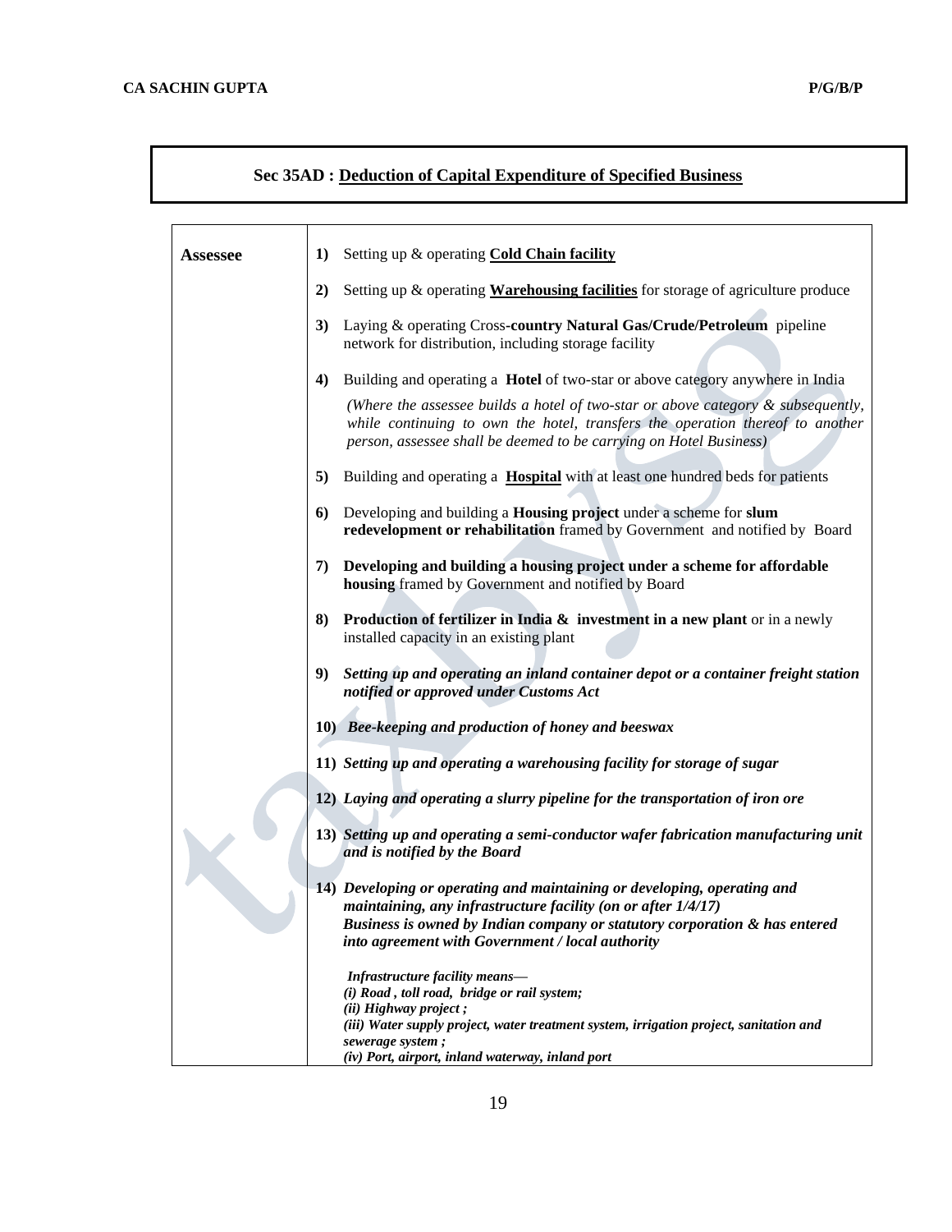## Sec 35AD : Deduction of Capital Expenditure of Specified Business

| | |
|---|---|
| **Assessee** | **1)** Setting up & operating **Cold Chain facility**<br><br>**2)** Setting up & operating **Warehousing facilities** for storage of agriculture produce<br><br>**3)** Laying & operating Cross-**country Natural Gas/Crude/Petroleum** pipeline network for distribution, including storage facility<br><br>**4)** Building and operating a **Hotel** of two-star or above category anywhere in India<br>*(Where the assessee builds a hotel of two-star or above category & subsequently, while continuing to own the hotel, transfers the operation thereof to another person, assessee shall be deemed to be carrying on Hotel Business)*<br><br>**5)** Building and operating a **Hospital** with at least one hundred beds for patients<br><br>**6)** Developing and building a **Housing project** under a scheme for **slum redevelopment or rehabilitation** framed by Government and notified by Board<br><br>**7)** **Developing and building a housing project under a scheme for affordable housing** framed by Government and notified by Board<br><br>**8)** **Production of fertilizer in India & investment in a new plant** or in a newly installed capacity in an existing plant<br><br>**9)** ***Setting up and operating an inland container depot or a container freight station notified or approved under Customs Act***<br><br>**10)** ***Bee-keeping and production of honey and beeswax***<br><br>**11)** ***Setting up and operating a warehousing facility for storage of sugar***<br><br>**12)** ***Laying and operating a slurry pipeline for the transportation of iron ore***<br><br>**13)** ***Setting up and operating a semi-conductor wafer fabrication manufacturing unit and is notified by the Board***<br><br>**14)** ***Developing or operating and maintaining or developing, operating and maintaining, any infrastructure facility (on or after 1/4/17)***<br>***Business is owned by Indian company or statutory corporation & has entered into agreement with Government / local authority***<br><br>***Infrastructure facility means—***<br>***(i) Road , toll road, bridge or rail system;***<br>***(ii) Highway project ;***<br>***(iii) Water supply project, water treatment system, irrigation project, sanitation and sewerage system ;***<br>***(iv) Port, airport, inland waterway, inland port*** |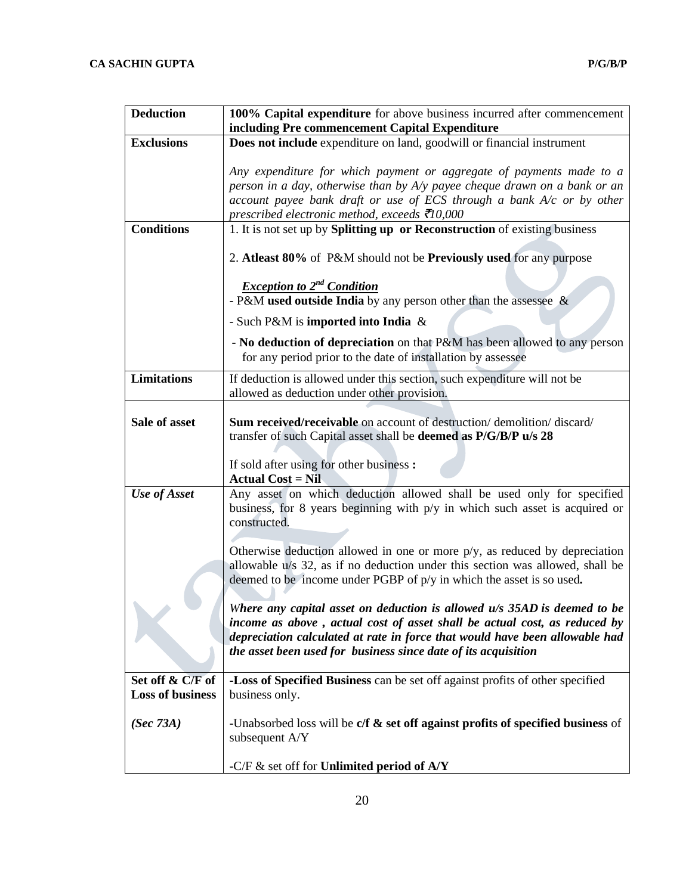| **Deduction** | **100% Capital expenditure** for above business incurred after commencement **including Pre commencement Capital Expenditure** |
|---|---|
| **Exclusions** | **Does not include** expenditure on land, goodwill or financial instrument<br><br>*Any expenditure for which payment or aggregate of payments made to a person in a day, otherwise than by A/y payee cheque drawn on a bank or an account payee bank draft or use of ECS through a bank A/c or by other prescribed electronic method, exceeds ₹10,000* |
| **Conditions** | 1. It is not set up by **Splitting up or Reconstruction** of existing business<br><br>2. **Atleast 80%** of P&M should not be **Previously used** for any purpose<br><br>***Exception to 2nd Condition***<br>**-** P&M **used outside India** by any person other than the assessee &<br>- Such P&M is **imported into India** &<br>- **No deduction of depreciation** on that P&M has been allowed to any person for any period prior to the date of installation by assessee |
| **Limitations** | If deduction is allowed under this section, such expenditure will not be allowed as deduction under other provision. |
| **Sale of asset** | **Sum received/receivable** on account of destruction/ demolition/ discard/ transfer of such Capital asset shall be **deemed as P/G/B/P u/s 28**<br><br>If sold after using for other business **:**<br>**Actual Cost = Nil** |
| ***Use of Asset*** | Any asset on which deduction allowed shall be used only for specified business, for 8 years beginning with p/y in which such asset is acquired or constructed.<br><br>Otherwise deduction allowed in one or more p/y, as reduced by depreciation allowable u/s 32, as if no deduction under this section was allowed, shall be deemed to be income under PGBP of p/y in which the asset is so used**.**<br><br>***Where any capital asset on deduction is allowed u/s 35AD is deemed to be income as above , actual cost of asset shall be actual cost, as reduced by depreciation calculated at rate in force that would have been allowable had the asset been used for business since date of its acquisition*** |
| **Set off & C/F of Loss of business**<br><br>***(Sec 73A)*** | **-Loss of Specified Business** can be set off against profits of other specified business only.<br><br>-Unabsorbed loss will be **c/f & set off against profits of specified business** of subsequent A/Y<br><br>-C/F & set off for **Unlimited period of A/Y** |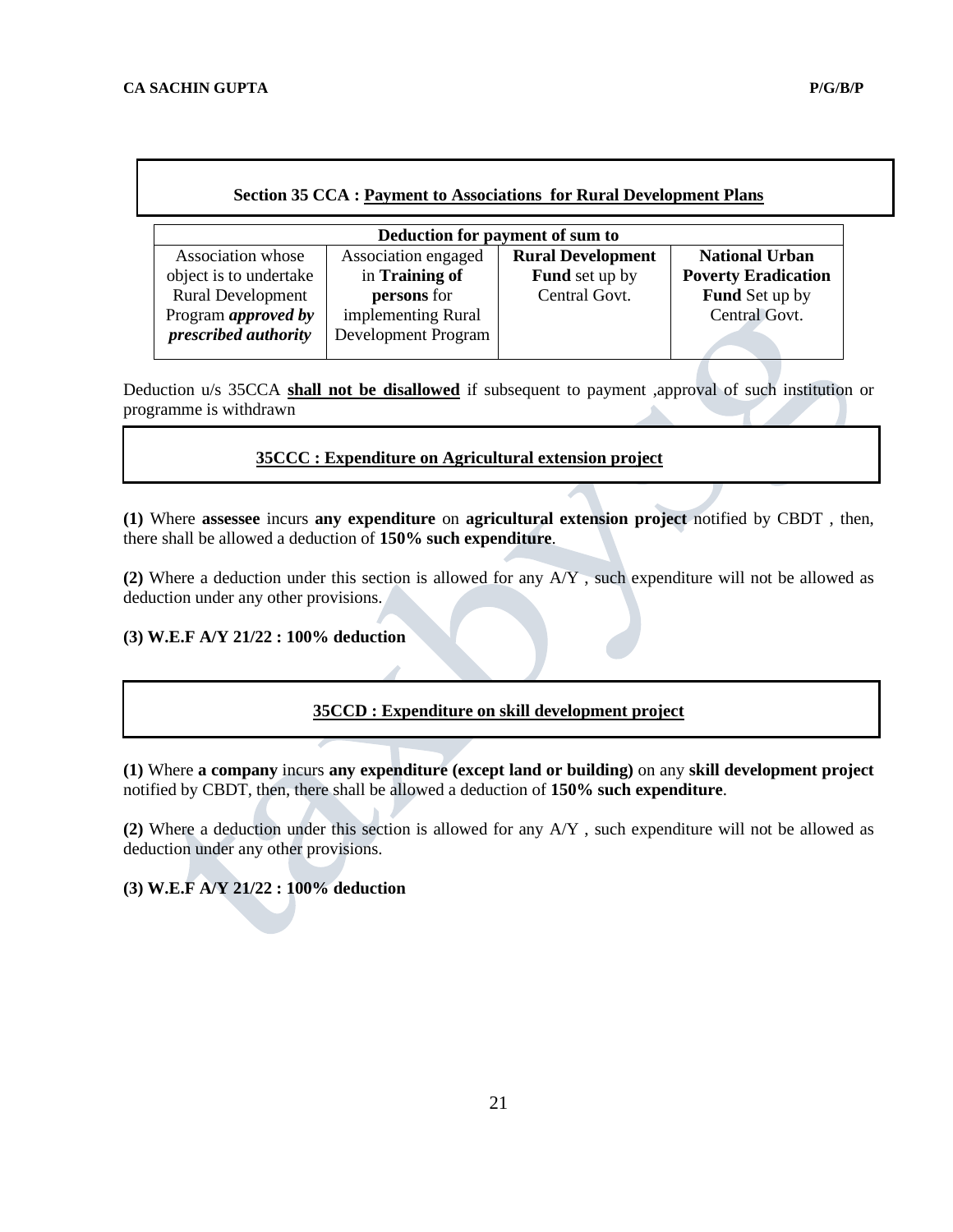## Section 35 CCA : Payment to Associations for Rural Development Plans

| Deduction for payment of sum to | | | |
|---|---|---|---|
| Association whose object is to undertake Rural Development Program ***approved by prescribed authority*** | Association engaged in **Training of persons** for implementing Rural Development Program | **Rural Development Fund** set up by Central Govt. | **National Urban Poverty Eradication Fund** Set up by Central Govt. |

Deduction u/s 35CCA **shall not be disallowed** if subsequent to payment ,approval of such institution or programme is withdrawn

## 35CCC : Expenditure on Agricultural extension project

**(1)** Where **assessee** incurs **any expenditure** on **agricultural extension project** notified by CBDT , then, there shall be allowed a deduction of **150% such expenditure**.

**(2)** Where a deduction under this section is allowed for any A/Y , such expenditure will not be allowed as deduction under any other provisions.

**(3) W.E.F A/Y 21/22 : 100% deduction**

## 35CCD : Expenditure on skill development project

**(1)** Where **a company** incurs **any expenditure (except land or building)** on any **skill development project** notified by CBDT, then, there shall be allowed a deduction of **150% such expenditure**.

**(2)** Where a deduction under this section is allowed for any A/Y , such expenditure will not be allowed as deduction under any other provisions.

**(3) W.E.F A/Y 21/22 : 100% deduction**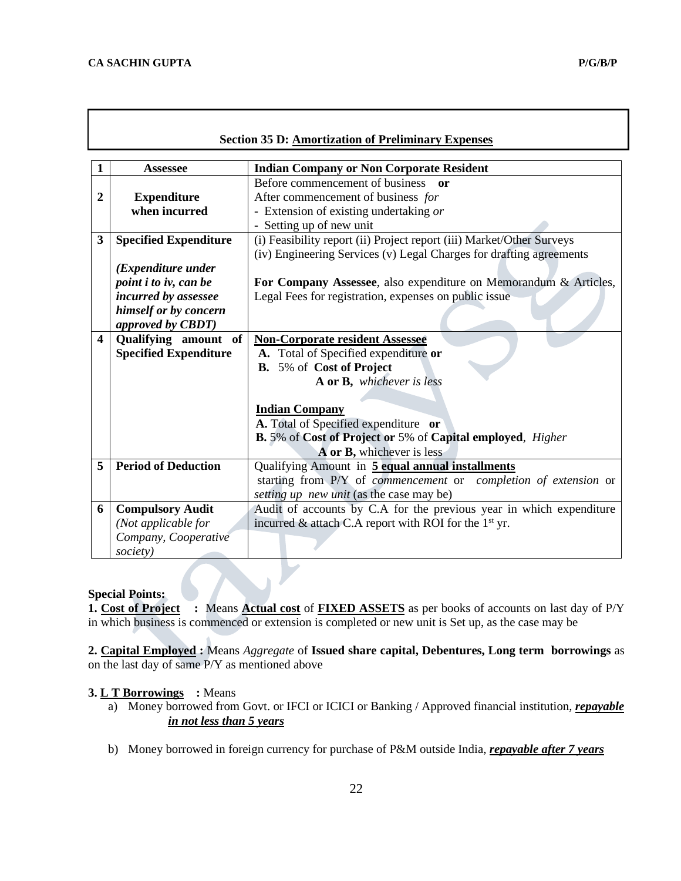## Section 35 D: Amortization of Preliminary Expenses

| 1 | **Assessee** | **Indian Company or Non Corporate Resident** |
|---|---|---|
| 2 | **Expenditure when incurred** | Before commencement of business **or**<br>After commencement of business *for*<br>- Extension of existing undertaking *or*<br>- Setting up of new unit |
| 3 | **Specified Expenditure**<br><br>***(Expenditure under point i to iv, can be incurred by assessee himself or by concern approved by CBDT)*** | (i) Feasibility report (ii) Project report (iii) Market/Other Surveys (iv) Engineering Services (v) Legal Charges for drafting agreements<br><br>**For Company Assessee**, also expenditure on Memorandum & Articles, Legal Fees for registration, expenses on public issue |
| 4 | **Qualifying amount of Specified Expenditure** | **Non-Corporate resident Assessee**<br>**A.** Total of Specified expenditure **or**<br>**B.** 5% of **Cost of Project**<br>**A or B,** *whichever is less*<br><br>**Indian Company**<br>**A.** Total of Specified expenditure **or**<br>**B.** 5% of **Cost of Project or** 5% of **Capital employed**, *Higher*<br>**A or B,** whichever is less |
| 5 | **Period of Deduction** | Qualifying Amount in **5 equal annual installments** starting from P/Y of *commencement* or *completion of extension* or *setting up new unit* (as the case may be) |
| 6 | **Compulsory Audit**<br>*(Not applicable for Company, Cooperative society)* | Audit of accounts by C.A for the previous year in which expenditure incurred & attach C.A report with ROI for the 1st yr. |

**Special Points:**

**1. Cost of Project :** Means **Actual cost** of **FIXED ASSETS** as per books of accounts on last day of P/Y in which business is commenced or extension is completed or new unit is Set up, as the case may be

**2. Capital Employed :** Means *Aggregate* of **Issued share capital, Debentures, Long term borrowings** as on the last day of same P/Y as mentioned above

**3. L T Borrowings :** Means

a) Money borrowed from Govt. or IFCI or ICICI or Banking / Approved financial institution, ***repayable in not less than 5 years***

b) Money borrowed in foreign currency for purchase of P&M outside India, ***repayable after 7 years***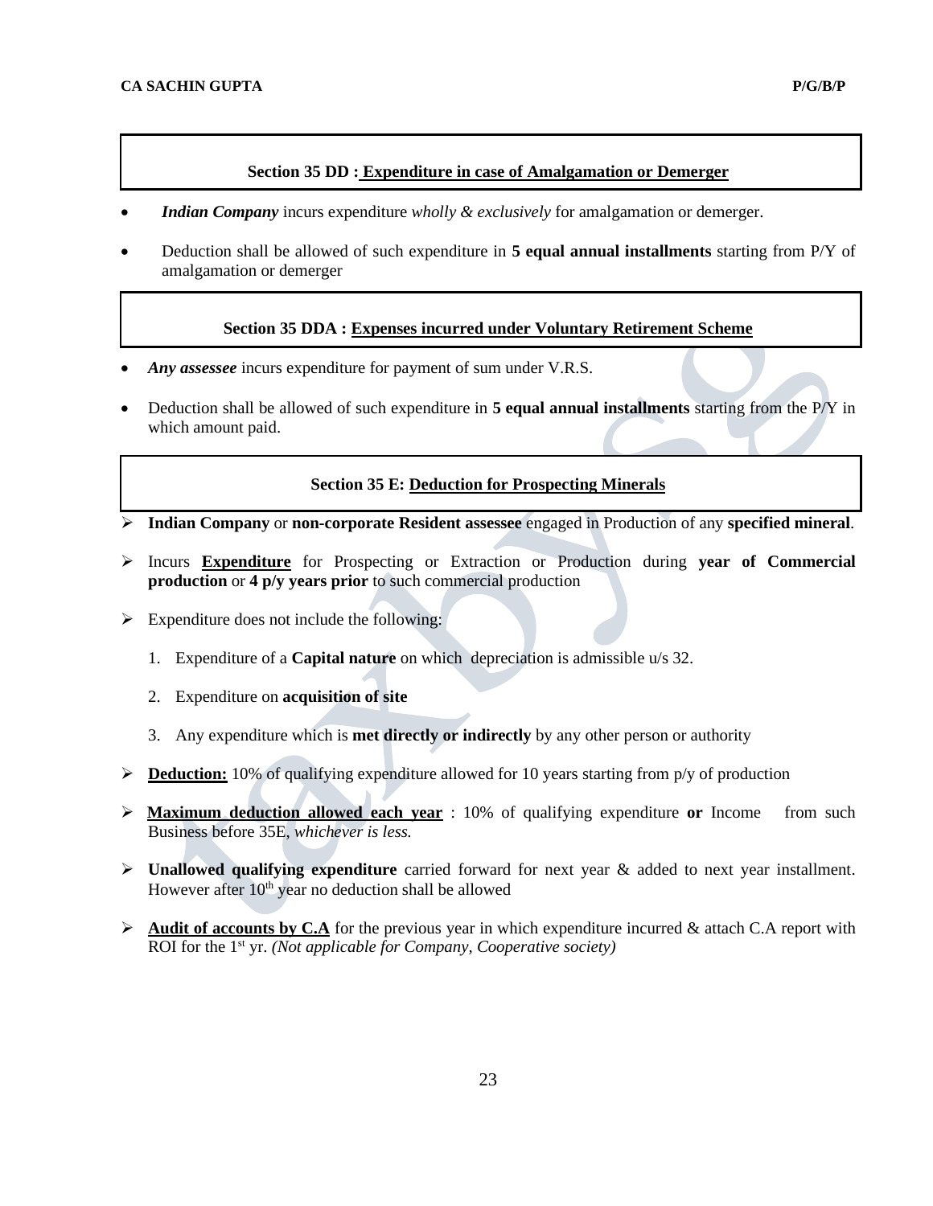### Section 35 DD : Expenditure in case of Amalgamation or Demerger

- ***Indian Company*** incurs expenditure *wholly & exclusively* for amalgamation or demerger.
- Deduction shall be allowed of such expenditure in **5 equal annual installments** starting from P/Y of amalgamation or demerger

### Section 35 DDA : Expenses incurred under Voluntary Retirement Scheme

- ***Any assessee*** incurs expenditure for payment of sum under V.R.S.
- Deduction shall be allowed of such expenditure in **5 equal annual installments** starting from the P/Y in which amount paid.

### Section 35 E: Deduction for Prospecting Minerals

- **Indian Company** or **non-corporate Resident assessee** engaged in Production of any **specified mineral**.
- Incurs **Expenditure** for Prospecting or Extraction or Production during **year of Commercial production** or **4 p/y years prior** to such commercial production
- Expenditure does not include the following:
  1. Expenditure of a **Capital nature** on which depreciation is admissible u/s 32.
  2. Expenditure on **acquisition of site**
  3. Any expenditure which is **met directly or indirectly** by any other person or authority
- **Deduction:** 10% of qualifying expenditure allowed for 10 years starting from p/y of production
- **Maximum deduction allowed each year** : 10% of qualifying expenditure **or** Income from such Business before 35E, *whichever is less.*
- **Unallowed qualifying expenditure** carried forward for next year & added to next year installment. However after 10th year no deduction shall be allowed
- **Audit of accounts by C.A** for the previous year in which expenditure incurred & attach C.A report with ROI for the 1st yr. *(Not applicable for Company, Cooperative society)*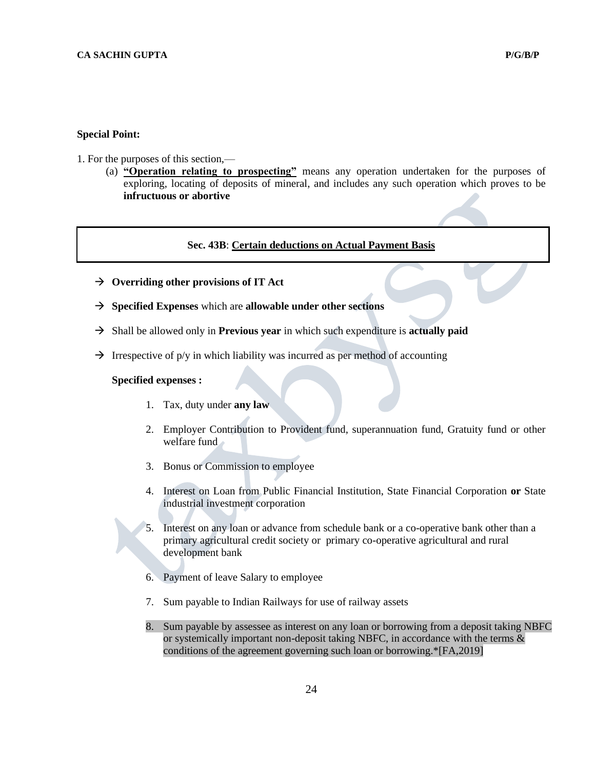**Special Point:**

1. For the purposes of this section,—
   (a) **"Operation relating to prospecting"** means any operation undertaken for the purposes of exploring, locating of deposits of mineral, and includes any such operation which proves to be **infructuous or abortive**

## Sec. 43B: Certain deductions on Actual Payment Basis

→ **Overriding other provisions of IT Act**

→ **Specified Expenses** which are **allowable under other sections**

→ Shall be allowed only in **Previous year** in which such expenditure is **actually paid**

→ Irrespective of p/y in which liability was incurred as per method of accounting

**Specified expenses :**

1. Tax, duty under **any law**
2. Employer Contribution to Provident fund, superannuation fund, Gratuity fund or other welfare fund
3. Bonus or Commission to employee
4. Interest on Loan from Public Financial Institution, State Financial Corporation **or** State industrial investment corporation
5. Interest on any loan or advance from schedule bank or a co-operative bank other than a primary agricultural credit society or primary co-operative agricultural and rural development bank
6. Payment of leave Salary to employee
7. Sum payable to Indian Railways for use of railway assets
8. Sum payable by assessee as interest on any loan or borrowing from a deposit taking NBFC or systemically important non-deposit taking NBFC, in accordance with the terms & conditions of the agreement governing such loan or borrowing.*[FA,2019]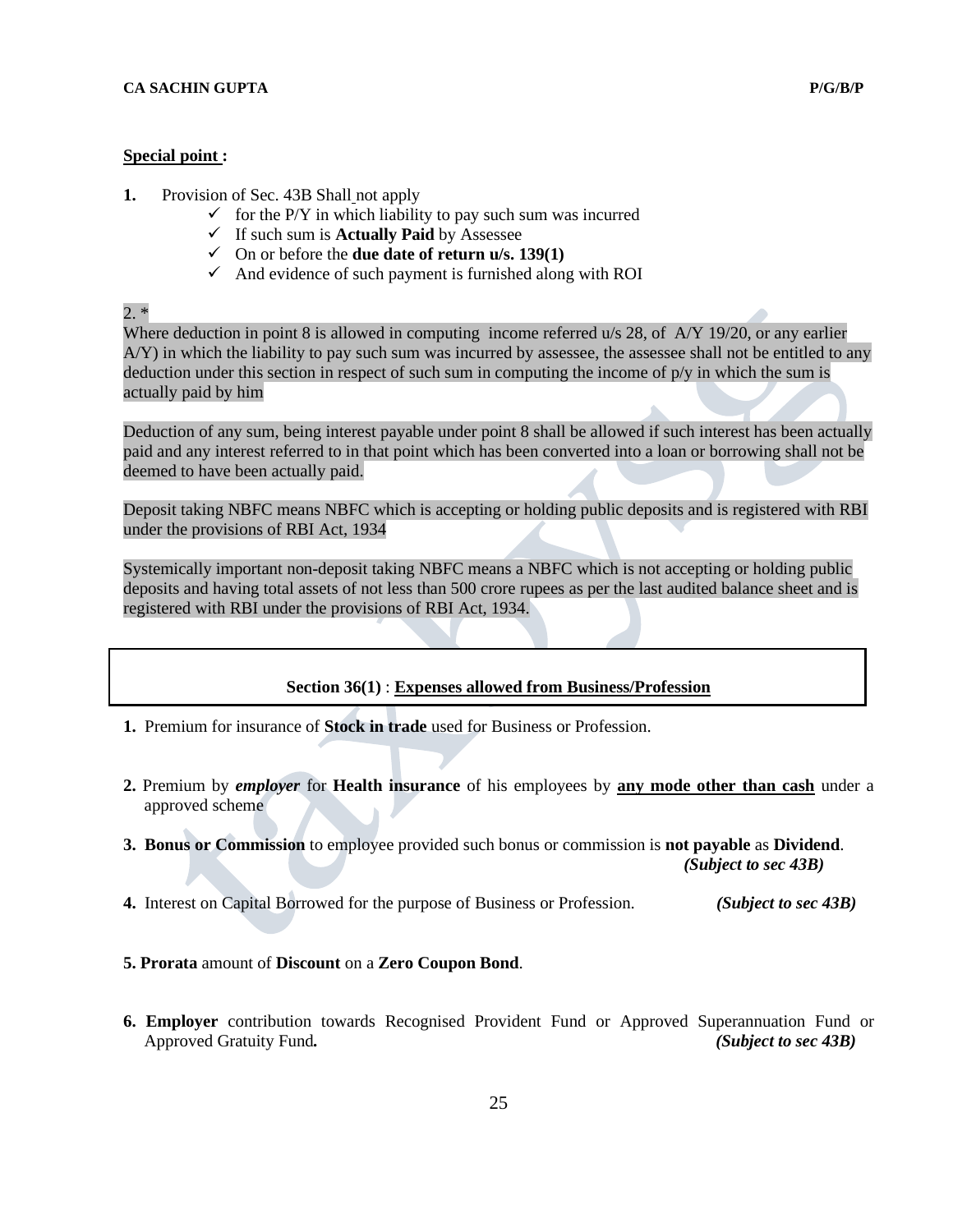**Special point :**

1. Provision of Sec. 43B Shall not apply
   - ✓ for the P/Y in which liability to pay such sum was incurred
   - ✓ If such sum is **Actually Paid** by Assessee
   - ✓ On or before the **due date of return u/s. 139(1)**
   - ✓ And evidence of such payment is furnished along with ROI

2. *

Where deduction in point 8 is allowed in computing income referred u/s 28, of A/Y 19/20, or any earlier A/Y) in which the liability to pay such sum was incurred by assessee, the assessee shall not be entitled to any deduction under this section in respect of such sum in computing the income of p/y in which the sum is actually paid by him

Deduction of any sum, being interest payable under point 8 shall be allowed if such interest has been actually paid and any interest referred to in that point which has been converted into a loan or borrowing shall not be deemed to have been actually paid.

Deposit taking NBFC means NBFC which is accepting or holding public deposits and is registered with RBI under the provisions of RBI Act, 1934

Systemically important non-deposit taking NBFC means a NBFC which is not accepting or holding public deposits and having total assets of not less than 500 crore rupees as per the last audited balance sheet and is registered with RBI under the provisions of RBI Act, 1934.

## Section 36(1) : Expenses allowed from Business/Profession

1. Premium for insurance of **Stock in trade** used for Business or Profession.

2. Premium by ***employer*** for **Health insurance** of his employees by **<u>any mode other than cash</u>** under a approved scheme

3. **Bonus or Commission** to employee provided such bonus or commission is **not payable** as **Dividend**. ***(Subject to sec 43B)***

4. Interest on Capital Borrowed for the purpose of Business or Profession. ***(Subject to sec 43B)***

5. **Prorata** amount of **Discount** on a **Zero Coupon Bond**.

6. **Employer** contribution towards Recognised Provident Fund or Approved Superannuation Fund or Approved Gratuity Fund. ***(Subject to sec 43B)***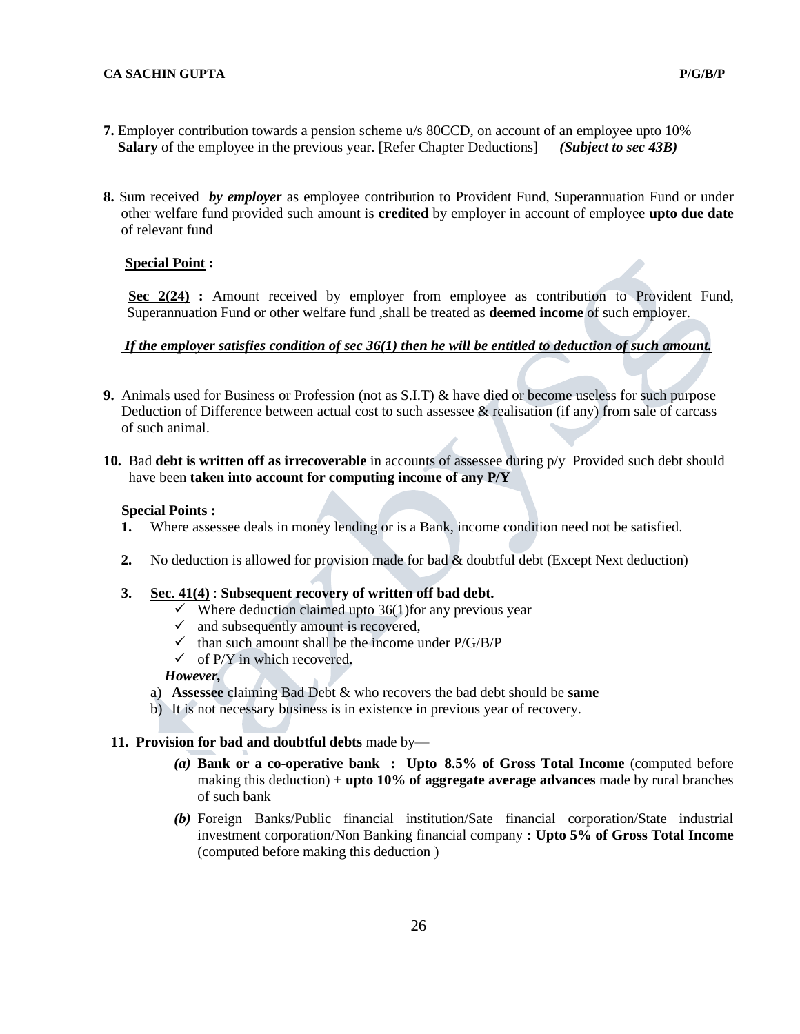**7.** Employer contribution towards a pension scheme u/s 80CCD, on account of an employee upto 10% **Salary** of the employee in the previous year. [Refer Chapter Deductions] ***(Subject to sec 43B)***

**8.** Sum received ***by employer*** as employee contribution to Provident Fund, Superannuation Fund or under other welfare fund provided such amount is **credited** by employer in account of employee **upto due date** of relevant fund

**<u>Special Point</u> :**

**<u>Sec 2(24)</u> :** Amount received by employer from employee as contribution to Provident Fund, Superannuation Fund or other welfare fund ,shall be treated as **deemed income** of such employer.

***<u>If the employer satisfies condition of sec 36(1) then he will be entitled to deduction of such amount.</u>***

**9.** Animals used for Business or Profession (not as S.I.T) & have died or become useless for such purpose Deduction of Difference between actual cost to such assessee & realisation (if any) from sale of carcass of such animal.

**10.** Bad **debt is written off as irrecoverable** in accounts of assessee during p/y Provided such debt should have been **taken into account for computing income of any P/Y**

**Special Points :**

1. Where assessee deals in money lending or is a Bank, income condition need not be satisfied.
2. No deduction is allowed for provision made for bad & doubtful debt (Except Next deduction)
3. **<u>Sec. 41(4)</u>** : **Subsequent recovery of written off bad debt.**
   - ✓ Where deduction claimed upto 36(1)for any previous year
   - ✓ and subsequently amount is recovered,
   - ✓ than such amount shall be the income under P/G/B/P
   - ✓ of P/Y in which recovered.

   ***However,***

   a) **Assessee** claiming Bad Debt & who recovers the bad debt should be **same**
   b) It is not necessary business is in existence in previous year of recovery.

**11. Provision for bad and doubtful debts** made by—

***(a)*** **Bank or a co-operative bank : Upto 8.5% of Gross Total Income** (computed before making this deduction) + **upto 10% of aggregate average advances** made by rural branches of such bank

***(b)*** Foreign Banks/Public financial institution/Sate financial corporation/State industrial investment corporation/Non Banking financial company **: Upto 5% of Gross Total Income** (computed before making this deduction )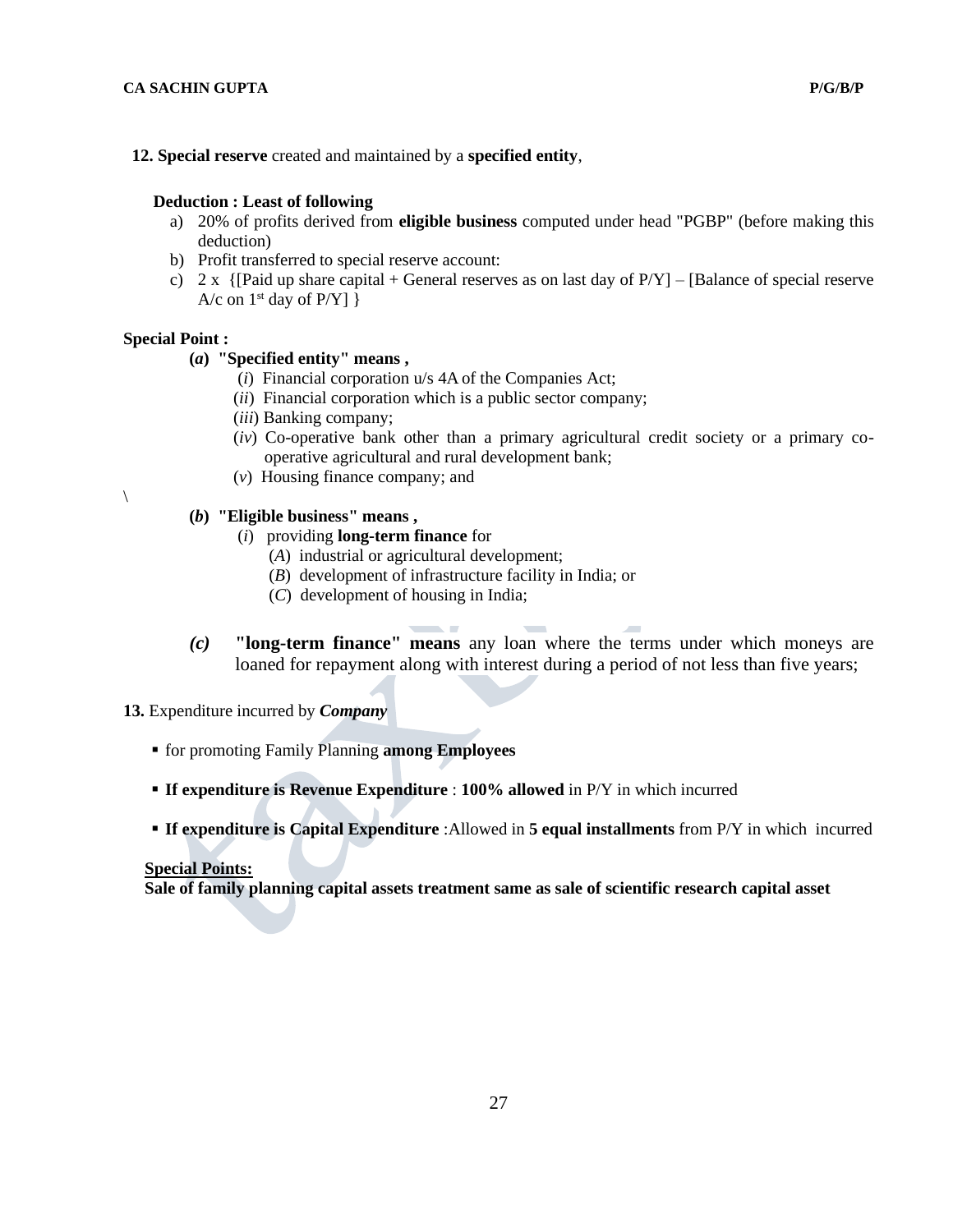**12. Special reserve** created and maintained by a **specified entity**,

**Deduction : Least of following**

a) 20% of profits derived from **eligible business** computed under head "PGBP" (before making this deduction)
b) Profit transferred to special reserve account:
c) 2 x {[Paid up share capital + General reserves as on last day of P/Y] – [Balance of special reserve A/c on 1st day of P/Y] }

**Special Point :**

**(*a*) "Specified entity" means ,**

(*i*) Financial corporation u/s 4A of the Companies Act;
(*ii*) Financial corporation which is a public sector company;
(*iii*) Banking company;
(*iv*) Co-operative bank other than a primary agricultural credit society or a primary co-operative agricultural and rural development bank;
(*v*) Housing finance company; and

\

**(*b*) "Eligible business" means ,**

(*i*) providing **long-term finance** for
(*A*) industrial or agricultural development;
(*B*) development of infrastructure facility in India; or
(*C*) development of housing in India;

***(c)*** **"long-term finance" means** any loan where the terms under which moneys are loaned for repayment along with interest during a period of not less than five years;

**13.** Expenditure incurred by ***Company***

- for promoting Family Planning **among Employees**
- **If expenditure is Revenue Expenditure** : **100% allowed** in P/Y in which incurred
- **If expenditure is Capital Expenditure** :Allowed in **5 equal installments** from P/Y in which incurred

**Special Points:**
**Sale of family planning capital assets treatment same as sale of scientific research capital asset**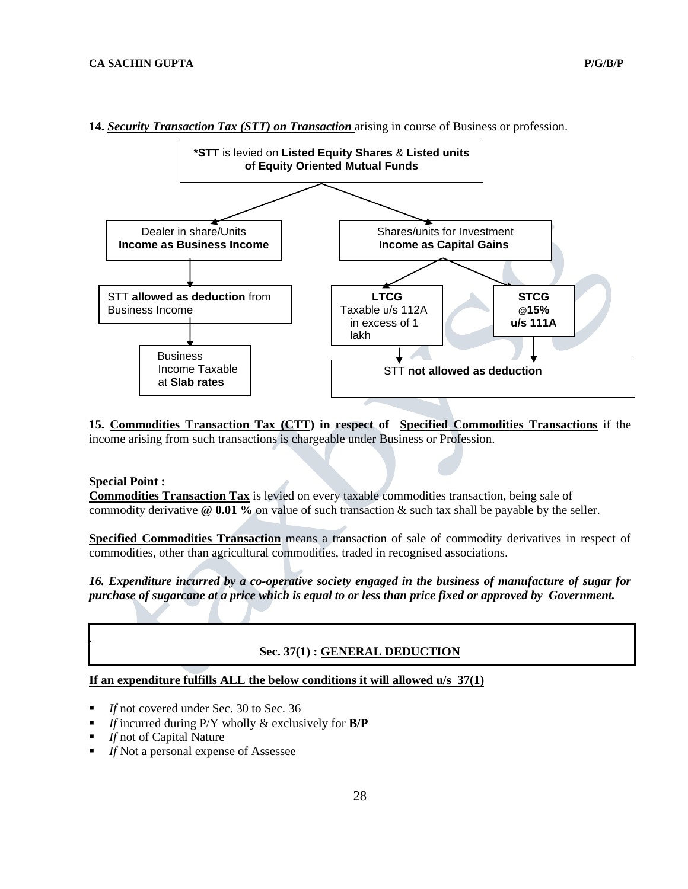**14. *Security Transaction Tax (STT) on Transaction*** arising in course of Business or profession.

**\*STT** is levied on **Listed Equity Shares** & **Listed units of Equity Oriented Mutual Funds**

- Dealer in share/Units – **Income as Business Income**
  - STT **allowed as deduction** from Business Income
    - Business Income Taxable at **Slab rates**
- Shares/units for Investment – **Income as Capital Gains**
  - **LTCG** Taxable u/s 112A in excess of 1 lakh
  - **STCG @15% u/s 111A**
    - STT **not allowed as deduction**

**15. Commodities Transaction Tax (CTT) in respect of Specified Commodities Transactions** if the income arising from such transactions is chargeable under Business or Profession.

**Special Point :**

**Commodities Transaction Tax** is levied on every taxable commodities transaction, being sale of commodity derivative **@ 0.01 %** on value of such transaction & such tax shall be payable by the seller.

**Specified Commodities Transaction** means a transaction of sale of commodity derivatives in respect of commodities, other than agricultural commodities, traded in recognised associations.

***16. Expenditure incurred by a co-operative society engaged in the business of manufacture of sugar for purchase of sugarcane at a price which is equal to or less than price fixed or approved by Government.***

## Sec. 37(1) : GENERAL DEDUCTION

**If an expenditure fulfills ALL the below conditions it will allowed u/s 37(1)**

- *If* not covered under Sec. 30 to Sec. 36
- *If* incurred during P/Y wholly & exclusively for **B/P**
- *If* not of Capital Nature
- *If* Not a personal expense of Assessee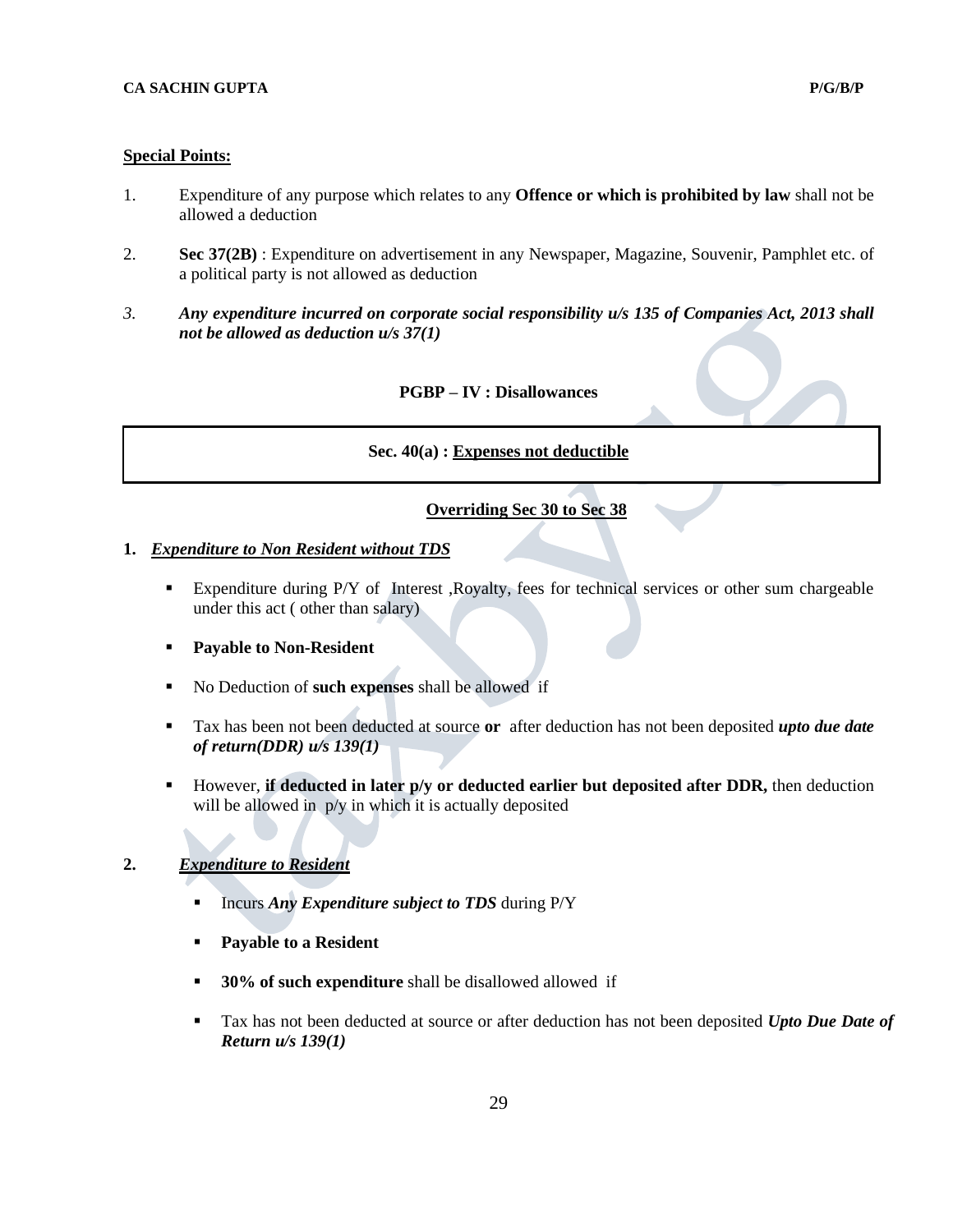**Special Points:**

1. Expenditure of any purpose which relates to any **Offence or which is prohibited by law** shall not be allowed a deduction

2. **Sec 37(2B)** : Expenditure on advertisement in any Newspaper, Magazine, Souvenir, Pamphlet etc. of a political party is not allowed as deduction

3. ***Any expenditure incurred on corporate social responsibility u/s 135 of Companies Act, 2013 shall not be allowed as deduction u/s 37(1)***

## PGBP – IV : Disallowances

### Sec. 40(a) : Expenses not deductible

**Overriding Sec 30 to Sec 38**

**1.** ***Expenditure to Non Resident without TDS***

- Expenditure during P/Y of Interest ,Royalty, fees for technical services or other sum chargeable under this act ( other than salary)
- **Payable to Non-Resident**
- No Deduction of **such expenses** shall be allowed if
- Tax has been not been deducted at source **or** after deduction has not been deposited ***upto due date of return(DDR) u/s 139(1)***
- However, **if deducted in later p/y or deducted earlier but deposited after DDR,** then deduction will be allowed in p/y in which it is actually deposited

**2.** ***Expenditure to Resident***

- Incurs ***Any Expenditure subject to TDS*** during P/Y
- **Payable to a Resident**
- **30% of such expenditure** shall be disallowed allowed if
- Tax has not been deducted at source or after deduction has not been deposited ***Upto Due Date of Return u/s 139(1)***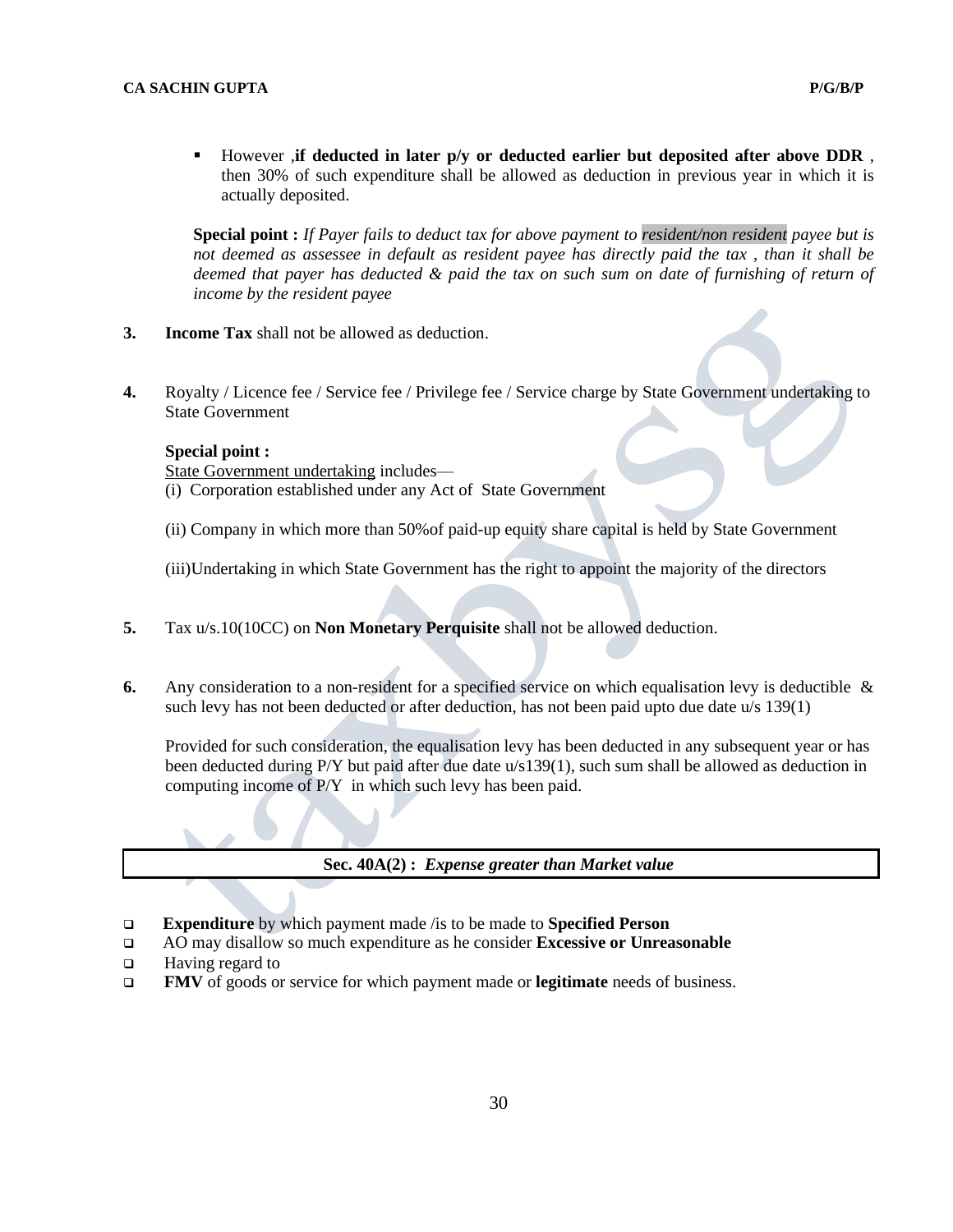- However ,**if deducted in later p/y or deducted earlier but deposited after above DDR** , then 30% of such expenditure shall be allowed as deduction in previous year in which it is actually deposited.

**Special point :** *If Payer fails to deduct tax for above payment to resident/non resident payee but is not deemed as assessee in default as resident payee has directly paid the tax , than it shall be deemed that payer has deducted & paid the tax on such sum on date of furnishing of return of income by the resident payee*

**3.** **Income Tax** shall not be allowed as deduction.

**4.** Royalty / Licence fee / Service fee / Privilege fee / Service charge by State Government undertaking to State Government

**Special point :**

State Government undertaking includes—

(i) Corporation established under any Act of State Government

(ii) Company in which more than 50%of paid-up equity share capital is held by State Government

(iii)Undertaking in which State Government has the right to appoint the majority of the directors

**5.** Tax u/s.10(10CC) on **Non Monetary Perquisite** shall not be allowed deduction.

**6.** Any consideration to a non-resident for a specified service on which equalisation levy is deductible & such levy has not been deducted or after deduction, has not been paid upto due date u/s 139(1)

Provided for such consideration, the equalisation levy has been deducted in any subsequent year or has been deducted during P/Y but paid after due date u/s139(1), such sum shall be allowed as deduction in computing income of P/Y in which such levy has been paid.

## Sec. 40A(2) : *Expense greater than Market value*

- **Expenditure** by which payment made /is to be made to **Specified Person**
- AO may disallow so much expenditure as he consider **Excessive or Unreasonable**
- Having regard to
- **FMV** of goods or service for which payment made or **legitimate** needs of business.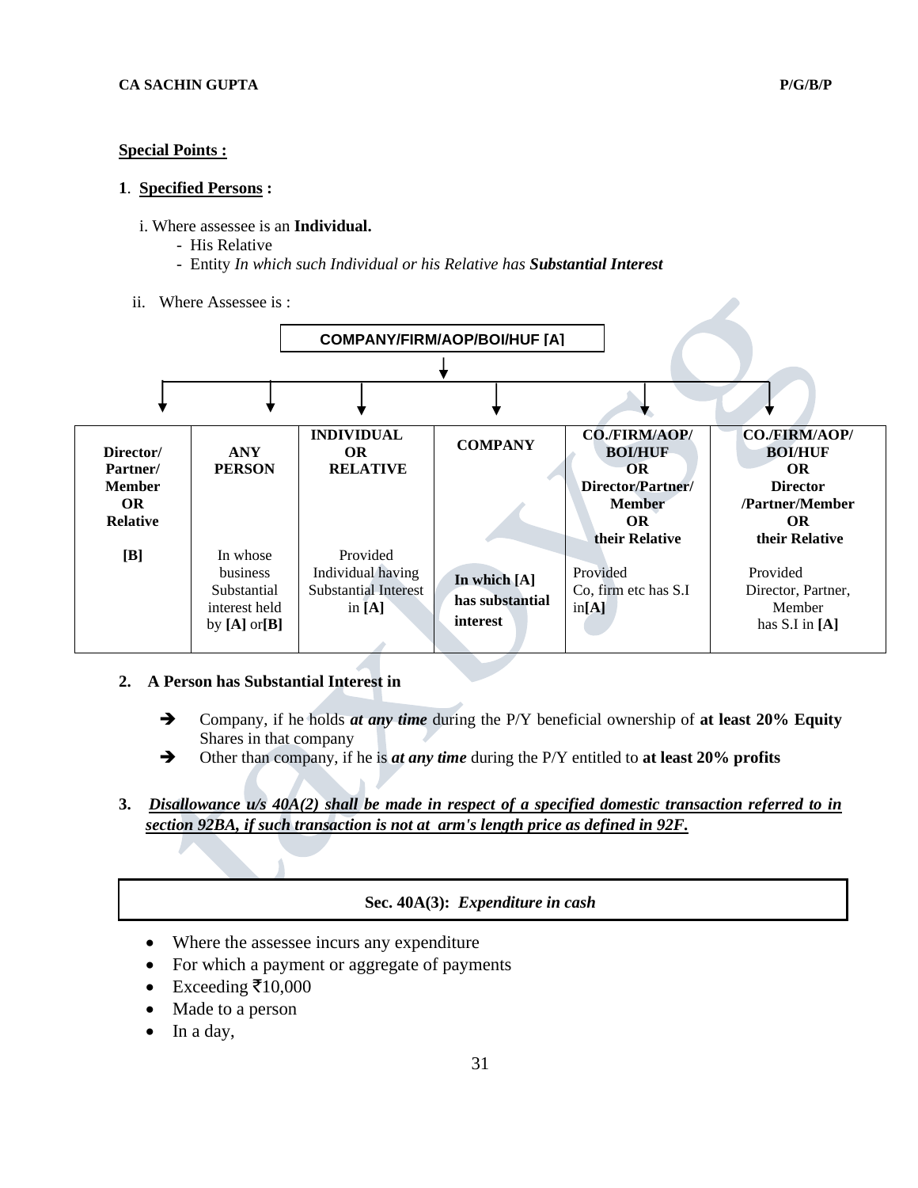**Special Points :**

1. **Specified Persons :**

   i. Where assessee is an **Individual.**
   - His Relative
   - Entity *In which such Individual or his Relative has **Substantial Interest***

   ii. Where Assessee is :

**COMPANY/FIRM/AOP/BOI/HUF [A]**

| Director/ Partner/ Member OR Relative | ANY PERSON | INDIVIDUAL OR RELATIVE | COMPANY | CO./FIRM/AOP/ BOI/HUF OR Director/Partner/ Member OR their Relative | CO./FIRM/AOP/ BOI/HUF OR Director /Partner/Member OR their Relative |
|---|---|---|---|---|---|
| **[B]** | In whose business Substantial interest held by **[A]** or **[B]** | Provided Individual having Substantial Interest in **[A]** | **In which [A] has substantial interest** | Provided Co, firm etc has S.I in **[A]** | Provided Director, Partner, Member has S.I in **[A]** |

2. **A Person has Substantial Interest in**

   - ➔ Company, if he holds ***at any time*** during the P/Y beneficial ownership of **at least 20% Equity** Shares in that company
   - ➔ Other than company, if he is ***at any time*** during the P/Y entitled to **at least 20% profits**

3. ***Disallowance u/s 40A(2) shall be made in respect of a specified domestic transaction referred to in section 92BA, if such transaction is not at arm's length price as defined in 92F.***

## Sec. 40A(3): *Expenditure in cash*

- Where the assessee incurs any expenditure
- For which a payment or aggregate of payments
- Exceeding ₹10,000
- Made to a person
- In a day,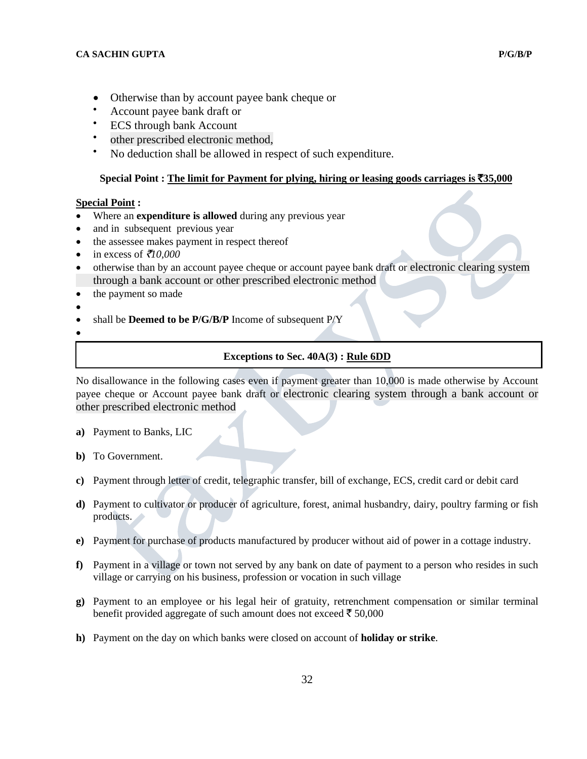- Otherwise than by account payee bank cheque or
- Account payee bank draft or
- ECS through bank Account
- other prescribed electronic method,
- No deduction shall be allowed in respect of such expenditure.

**Special Point : <u>The limit for Payment for plying, hiring or leasing goods carriages is ₹35,000</u>**

**<u>Special Point</u> :**

- Where an **expenditure is allowed** during any previous year
- and in subsequent previous year
- the assessee makes payment in respect thereof
- in excess of *₹10,000*
- otherwise than by an account payee cheque or account payee bank draft or electronic clearing system through a bank account or other prescribed electronic method
- the payment so made
- shall be **Deemed to be P/G/B/P** Income of subsequent P/Y

**Exceptions to Sec. 40A(3) : <u>Rule 6DD</u>**

No disallowance in the following cases even if payment greater than 10,000 is made otherwise by Account payee cheque or Account payee bank draft or electronic clearing system through a bank account or other prescribed electronic method

**a)** Payment to Banks, LIC

**b)** To Government.

**c)** Payment through letter of credit, telegraphic transfer, bill of exchange, ECS, credit card or debit card

**d)** Payment to cultivator or producer of agriculture, forest, animal husbandry, dairy, poultry farming or fish products.

**e)** Payment for purchase of products manufactured by producer without aid of power in a cottage industry.

**f)** Payment in a village or town not served by any bank on date of payment to a person who resides in such village or carrying on his business, profession or vocation in such village

**g)** Payment to an employee or his legal heir of gratuity, retrenchment compensation or similar terminal benefit provided aggregate of such amount does not exceed ₹ 50,000

**h)** Payment on the day on which banks were closed on account of **holiday or strike**.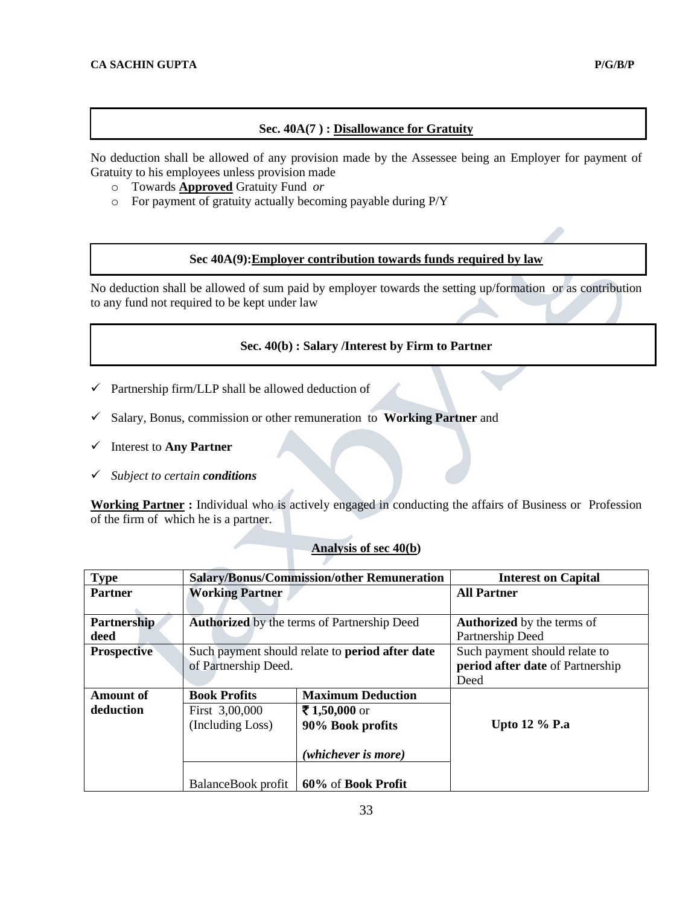## Sec. 40A(7 ) : <u>Disallowance for Gratuity</u>

No deduction shall be allowed of any provision made by the Assessee being an Employer for payment of Gratuity to his employees unless provision made

- Towards **<u>Approved</u>** Gratuity Fund *or*
- For payment of gratuity actually becoming payable during P/Y

## Sec 40A(9):<u>Employer contribution towards funds required by law</u>

No deduction shall be allowed of sum paid by employer towards the setting up/formation or as contribution to any fund not required to be kept under law

## Sec. 40(b) : Salary /Interest by Firm to Partner

- ✓ Partnership firm/LLP shall be allowed deduction of
- ✓ Salary, Bonus, commission or other remuneration to **Working Partner** and
- ✓ Interest to **Any Partner**
- ✓ *Subject to certain **conditions***

**<u>Working Partner</u> :** Individual who is actively engaged in conducting the affairs of Business or Profession of the firm of which he is a partner.

### <u>Analysis of sec 40(b)</u>

| Type | Salary/Bonus/Commission/other Remuneration | | Interest on Capital |
|---|---|---|---|
| **Partner** | **Working Partner** | | **All Partner** |
| **Partnership deed** | **Authorized** by the terms of Partnership Deed | | **Authorized** by the terms of Partnership Deed |
| **Prospective** | Such payment should relate to **period after date** of Partnership Deed. | | Such payment should relate to **period after date** of Partnership Deed |
| **Amount of deduction** | **Book Profits** | **Maximum Deduction** | **Upto 12 % P.a** |
| | First 3,00,000 (Including Loss) | **₹ 1,50,000** or **90% Book profits** *(whichever is more)* | |
| | BalanceBook profit | **60%** of **Book Profit** | |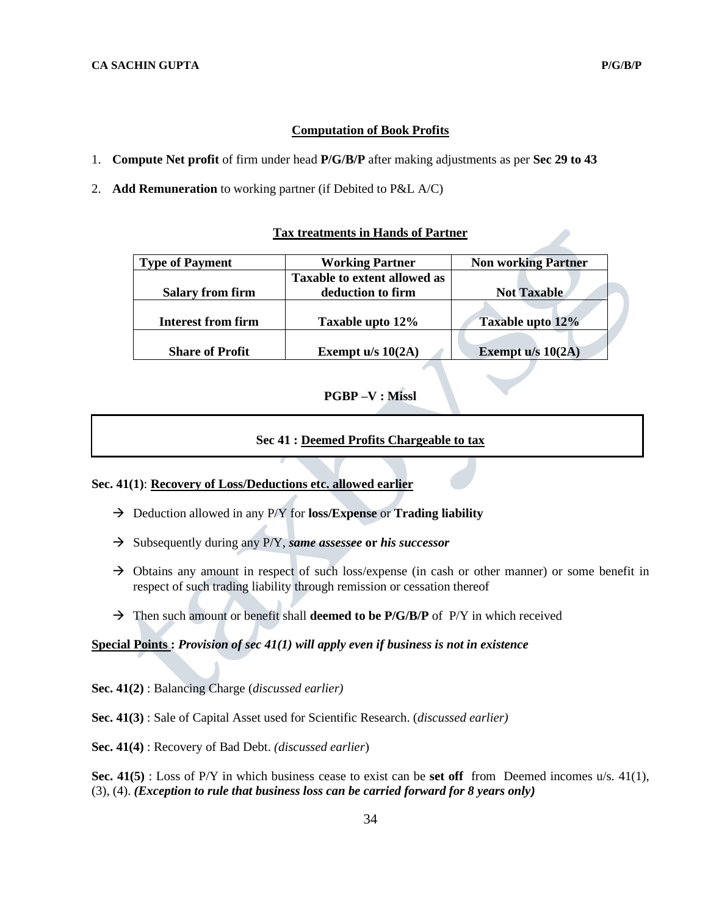## Computation of Book Profits

1. **Compute Net profit** of firm under head **P/G/B/P** after making adjustments as per **Sec 29 to 43**
2. **Add Remuneration** to working partner (if Debited to P&L A/C)

### Tax treatments in Hands of Partner

| Type of Payment | Working Partner | Non working Partner |
|---|---|---|
| **Salary from firm** | **Taxable to extent allowed as deduction to firm** | **Not Taxable** |
| **Interest from firm** | **Taxable upto 12%** | **Taxable upto 12%** |
| **Share of Profit** | **Exempt u/s 10(2A)** | **Exempt u/s 10(2A)** |

## PGBP –V : Missl

### Sec 41 : Deemed Profits Chargeable to tax

**Sec. 41(1)**: **Recovery of Loss/Deductions etc. allowed earlier**

- → Deduction allowed in any P/Y for **loss/Expense** or **Trading liability**
- → Subsequently during any P/Y, ***same assessee* or *his successor***
- → Obtains any amount in respect of such loss/expense (in cash or other manner) or some benefit in respect of such trading liability through remission or cessation thereof
- → Then such amount or benefit shall **deemed to be P/G/B/P** of P/Y in which received

**Special Points : *Provision of sec 41(1) will apply even if business is not in existence***

**Sec. 41(2)** : Balancing Charge (*discussed earlier)*

**Sec. 41(3)** : Sale of Capital Asset used for Scientific Research. (*discussed earlier)*

**Sec. 41(4)** : Recovery of Bad Debt. *(discussed earlier*)

**Sec. 41(5)** : Loss of P/Y in which business cease to exist can be **set off** from Deemed incomes u/s. 41(1), (3), (4). ***(Exception to rule that business loss can be carried forward for 8 years only)***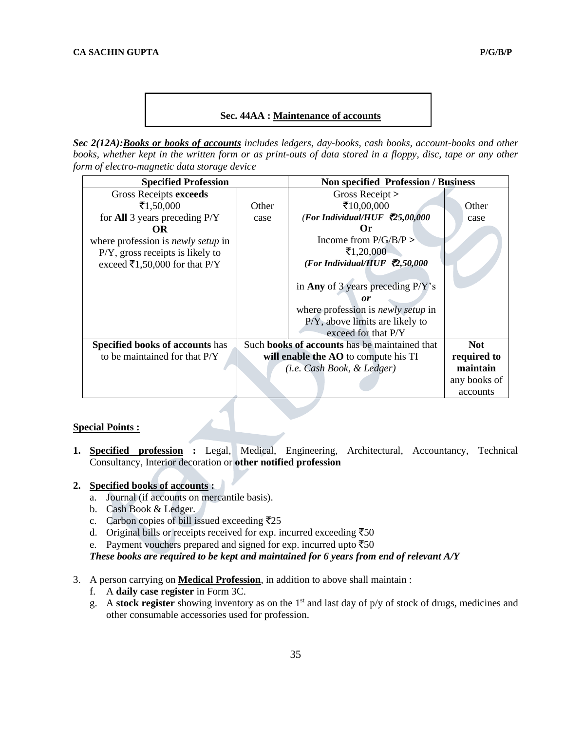## Sec. 44AA : Maintenance of accounts

***Sec 2(12A):** **Books or books of accounts** includes ledgers, day-books, cash books, account-books and other books, whether kept in the written form or as print-outs of data stored in a floppy, disc, tape or any other form of electro-magnetic data storage device*

| Specified Profession | | Non specified Profession / Business | |
|---|---|---|---|
| Gross Receipts **exceeds** ₹1,50,000 for **All** 3 years preceding P/Y **OR** where profession is *newly setup* in P/Y, gross receipts is likely to exceed ₹1,50,000 for that P/Y | Other case | Gross Receipt > ₹10,00,000 ***(For Individual/HUF ₹25,00,000*** **Or** Income from P/G/B/P > ₹1,20,000 ***(For Individual/HUF ₹2,50,000*** in **Any** of 3 years preceding P/Y's ***or*** where profession is *newly setup* in P/Y, above limits are likely to exceed for that P/Y | Other case |
| **Specified books of accounts** has to be maintained for that P/Y | Such **books of accounts** has be maintained that **will enable the AO** to compute his TI *(i.e. Cash Book, & Ledger)* | | **Not required to maintain** any books of accounts |

**Special Points :**

1. **Specified profession :** Legal, Medical, Engineering, Architectural, Accountancy, Technical Consultancy, Interior decoration or **other notified profession**

2. **Specified books of accounts :**
   a. Journal (if accounts on mercantile basis).
   b. Cash Book & Ledger.
   c. Carbon copies of bill issued exceeding ₹25
   d. Original bills or receipts received for exp. incurred exceeding ₹50
   e. Payment vouchers prepared and signed for exp. incurred upto ₹50

   ***These books are required to be kept and maintained for 6 years from end of relevant A/Y***

3. A person carrying on **Medical Profession**, in addition to above shall maintain :
   f. A **daily case register** in Form 3C.
   g. A **stock register** showing inventory as on the 1st and last day of p/y of stock of drugs, medicines and other consumable accessories used for profession.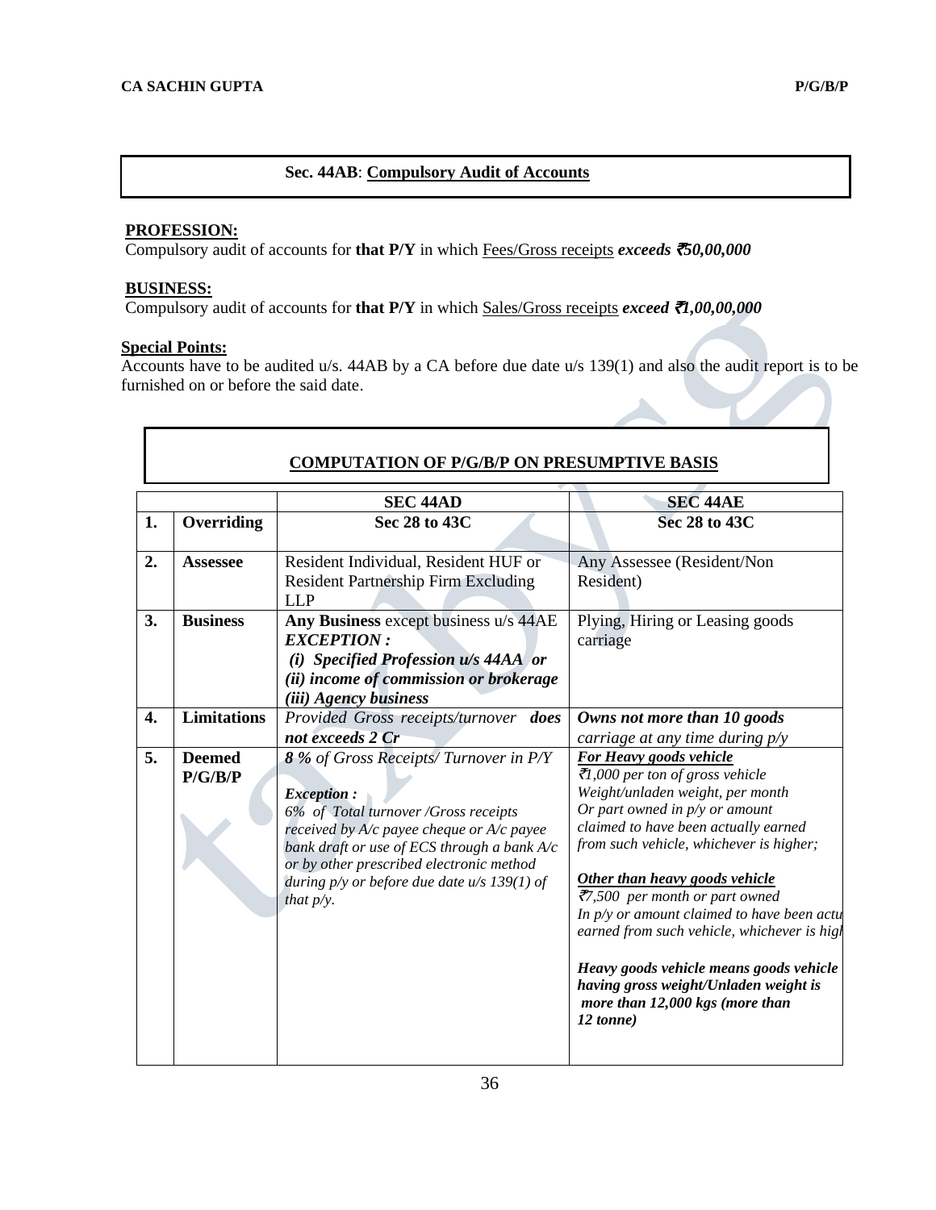## Sec. 44AB: Compulsory Audit of Accounts

**PROFESSION:**
Compulsory audit of accounts for **that P/Y** in which Fees/Gross receipts ***exceeds ₹50,00,000***

**BUSINESS:**
Compulsory audit of accounts for **that P/Y** in which Sales/Gross receipts ***exceed ₹1,00,00,000***

**Special Points:**
Accounts have to be audited u/s. 44AB by a CA before due date u/s 139(1) and also the audit report is to be furnished on or before the said date.

## COMPUTATION OF P/G/B/P ON PRESUMPTIVE BASIS

| | | SEC 44AD | SEC 44AE |
|---|---|---|---|
| 1. | **Overriding** | **Sec 28 to 43C** | **Sec 28 to 43C** |
| 2. | **Assessee** | Resident Individual, Resident HUF or Resident Partnership Firm Excluding LLP | Any Assessee (Resident/Non Resident) |
| 3. | **Business** | **Any Business** except business u/s 44AE<br>***EXCEPTION :***<br>***(i) Specified Profession u/s 44AA or***<br>***(ii) income of commission or brokerage***<br>***(iii) Agency business*** | Plying, Hiring or Leasing goods carriage |
| 4. | **Limitations** | *Provided Gross receipts/turnover* ***does not exceeds 2 Cr*** | ***Owns not more than 10 goods*** *carriage at any time during p/y* |
| 5. | **Deemed P/G/B/P** | ***8 %*** *of Gross Receipts/ Turnover in P/Y*<br><br>***Exception :***<br>*6% of Total turnover /Gross receipts received by A/c payee cheque or A/c payee bank draft or use of ECS through a bank A/c or by other prescribed electronic method during p/y or before due date u/s 139(1) of that p/y.* | ***For Heavy goods vehicle***<br>*₹1,000 per ton of gross vehicle Weight/unladen weight, per month Or part owned in p/y or amount claimed to have been actually earned from such vehicle, whichever is higher;*<br><br>***Other than heavy goods vehicle***<br>*₹7,500 per month or part owned In p/y or amount claimed to have been actu earned from such vehicle, whichever is high*<br><br>***Heavy goods vehicle means goods vehicle having gross weight/Unladen weight is more than 12,000 kgs (more than 12 tonne)*** |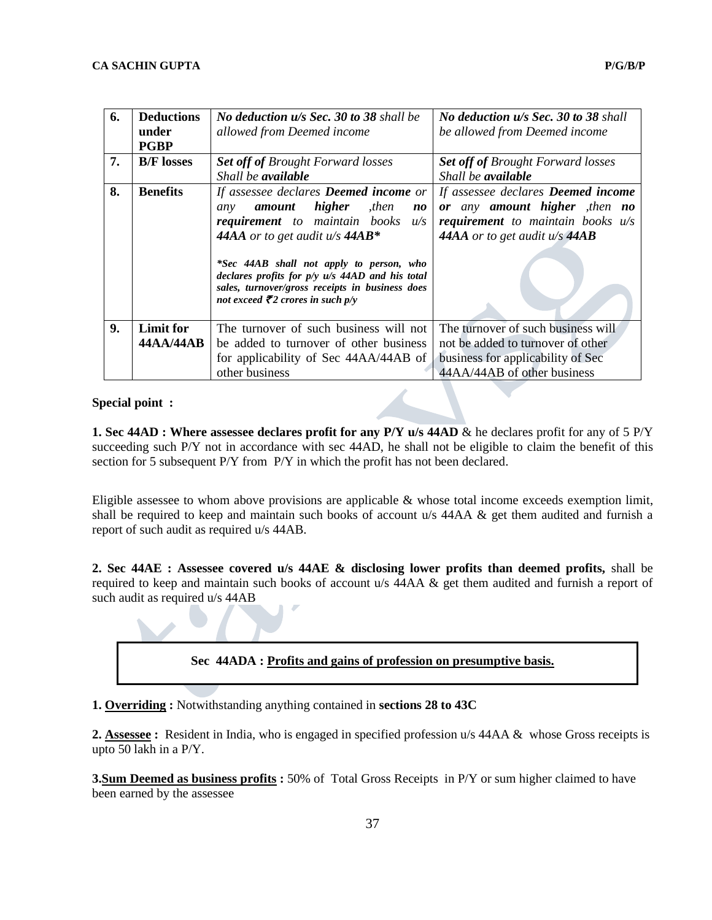| 6. | **Deductions under PGBP** | ***No deduction u/s Sec. 30 to 38*** *shall be allowed from Deemed income* | ***No deduction u/s Sec. 30 to 38*** *shall be allowed from Deemed income* |
|---|---|---|---|
| 7. | **B/F losses** | ***Set off of*** *Brought Forward losses Shall be* ***available*** | ***Set off of*** *Brought Forward losses Shall be* ***available*** |
| 8. | **Benefits** | *If assessee declares* ***Deemed income*** *or any* ***amount higher*** *,then* ***no requirement*** *to maintain books u/s* ***44AA*** *or to get audit u/s* ***44AB\**** <br><br> ****Sec 44AB shall not apply to person, who declares profits for p/y u/s 44AD and his total sales, turnover/gross receipts in business does not exceed ₹2 crores in such p/y*** | *If assessee declares* ***Deemed income or*** *any* ***amount higher*** *,then* ***no requirement*** *to maintain books u/s* ***44AA*** *or to get audit u/s* ***44AB*** |
| 9. | **Limit for 44AA/44AB** | The turnover of such business will not be added to turnover of other business for applicability of Sec 44AA/44AB of other business | The turnover of such business will not be added to turnover of other business for applicability of Sec 44AA/44AB of other business |

**Special point :**

**1. Sec 44AD : Where assessee declares profit for any P/Y u/s 44AD** & he declares profit for any of 5 P/Y succeeding such P/Y not in accordance with sec 44AD, he shall not be eligible to claim the benefit of this section for 5 subsequent P/Y from P/Y in which the profit has not been declared.

Eligible assessee to whom above provisions are applicable & whose total income exceeds exemption limit, shall be required to keep and maintain such books of account u/s 44AA & get them audited and furnish a report of such audit as required u/s 44AB.

**2. Sec 44AE : Assessee covered u/s 44AE & disclosing lower profits than deemed profits,** shall be required to keep and maintain such books of account u/s 44AA & get them audited and furnish a report of such audit as required u/s 44AB

**Sec 44ADA : Profits and gains of profession on presumptive basis.**

**1. Overriding :** Notwithstanding anything contained in **sections 28 to 43C**

**2. Assessee :** Resident in India, who is engaged in specified profession u/s 44AA & whose Gross receipts is upto 50 lakh in a P/Y.

**3. Sum Deemed as business profits :** 50% of Total Gross Receipts in P/Y or sum higher claimed to have been earned by the assessee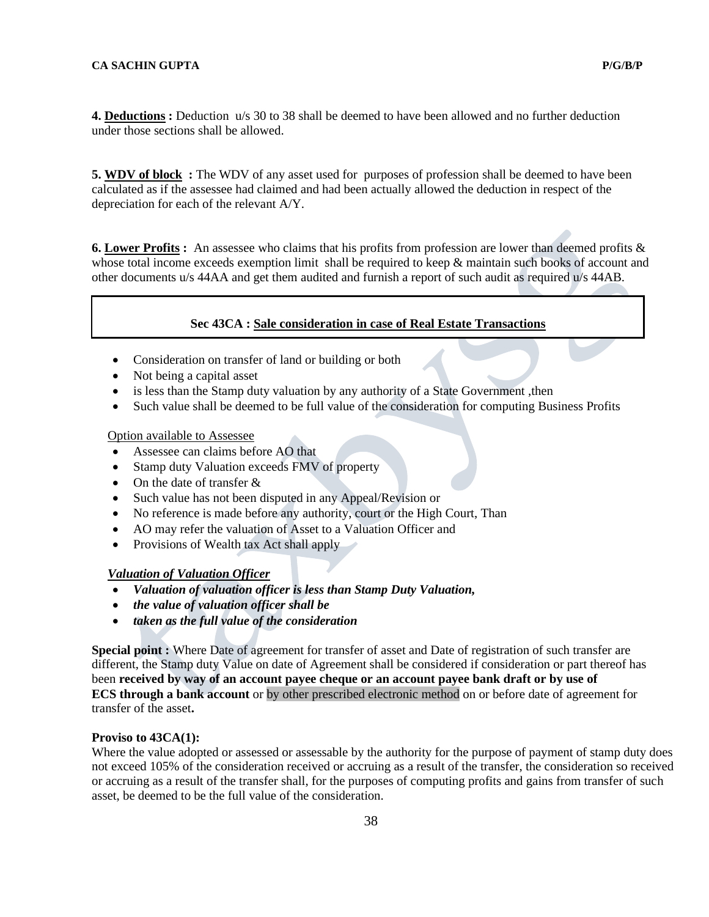**4. <u>Deductions</u> :** Deduction u/s 30 to 38 shall be deemed to have been allowed and no further deduction under those sections shall be allowed.

**5. <u>WDV of block</u> :** The WDV of any asset used for purposes of profession shall be deemed to have been calculated as if the assessee had claimed and had been actually allowed the deduction in respect of the depreciation for each of the relevant A/Y.

**6. <u>Lower Profits</u> :** An assessee who claims that his profits from profession are lower than deemed profits & whose total income exceeds exemption limit shall be required to keep & maintain such books of account and other documents u/s 44AA and get them audited and furnish a report of such audit as required u/s 44AB.

### Sec 43CA : <u>Sale consideration in case of Real Estate Transactions</u>

- Consideration on transfer of land or building or both
- Not being a capital asset
- is less than the Stamp duty valuation by any authority of a State Government ,then
- Such value shall be deemed to be full value of the consideration for computing Business Profits

<u>Option available to Assessee</u>

- Assessee can claims before AO that
- Stamp duty Valuation exceeds FMV of property
- On the date of transfer &
- Such value has not been disputed in any Appeal/Revision or
- No reference is made before any authority, court or the High Court, Than
- AO may refer the valuation of Asset to a Valuation Officer and
- Provisions of Wealth tax Act shall apply

***<u>Valuation of Valuation Officer</u>***

- ***Valuation of valuation officer is less than Stamp Duty Valuation,***
- ***the value of valuation officer shall be***
- ***taken as the full value of the consideration***

**Special point :** Where Date of agreement for transfer of asset and Date of registration of such transfer are different, the Stamp duty Value on date of Agreement shall be considered if consideration or part thereof has been **received by way of an account payee cheque or an account payee bank draft or by use of ECS through a bank account** or by other prescribed electronic method on or before date of agreement for transfer of the asset**.**

**Proviso to 43CA(1):**

Where the value adopted or assessed or assessable by the authority for the purpose of payment of stamp duty does not exceed 105% of the consideration received or accruing as a result of the transfer, the consideration so received or accruing as a result of the transfer shall, for the purposes of computing profits and gains from transfer of such asset, be deemed to be the full value of the consideration.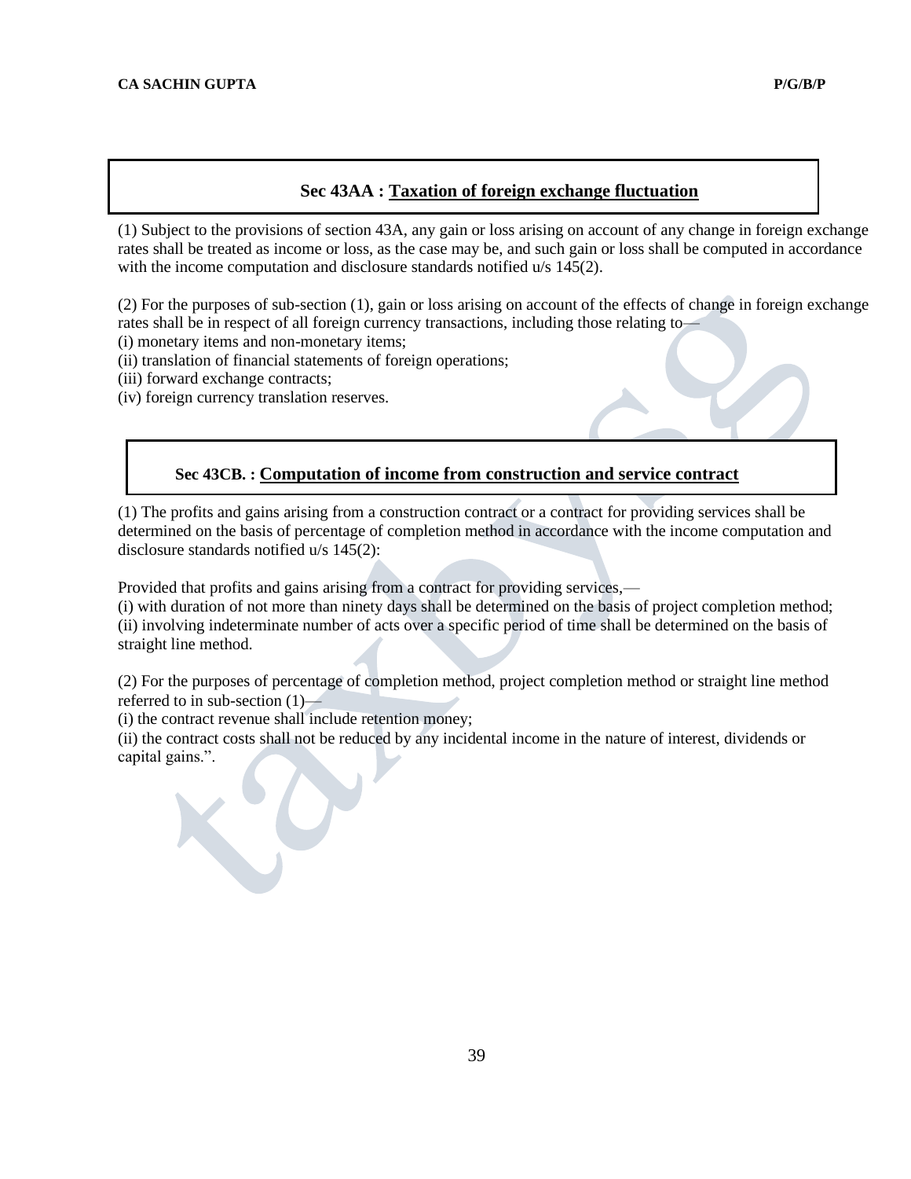## Sec 43AA : Taxation of foreign exchange fluctuation

(1) Subject to the provisions of section 43A, any gain or loss arising on account of any change in foreign exchange rates shall be treated as income or loss, as the case may be, and such gain or loss shall be computed in accordance with the income computation and disclosure standards notified u/s 145(2).

(2) For the purposes of sub-section (1), gain or loss arising on account of the effects of change in foreign exchange rates shall be in respect of all foreign currency transactions, including those relating to—

(i) monetary items and non-monetary items;
(ii) translation of financial statements of foreign operations;
(iii) forward exchange contracts;
(iv) foreign currency translation reserves.

## Sec 43CB. : Computation of income from construction and service contract

(1) The profits and gains arising from a construction contract or a contract for providing services shall be determined on the basis of percentage of completion method in accordance with the income computation and disclosure standards notified u/s 145(2):

Provided that profits and gains arising from a contract for providing services,—

(i) with duration of not more than ninety days shall be determined on the basis of project completion method;
(ii) involving indeterminate number of acts over a specific period of time shall be determined on the basis of straight line method.

(2) For the purposes of percentage of completion method, project completion method or straight line method referred to in sub-section (1)—

(i) the contract revenue shall include retention money;
(ii) the contract costs shall not be reduced by any incidental income in the nature of interest, dividends or capital gains.".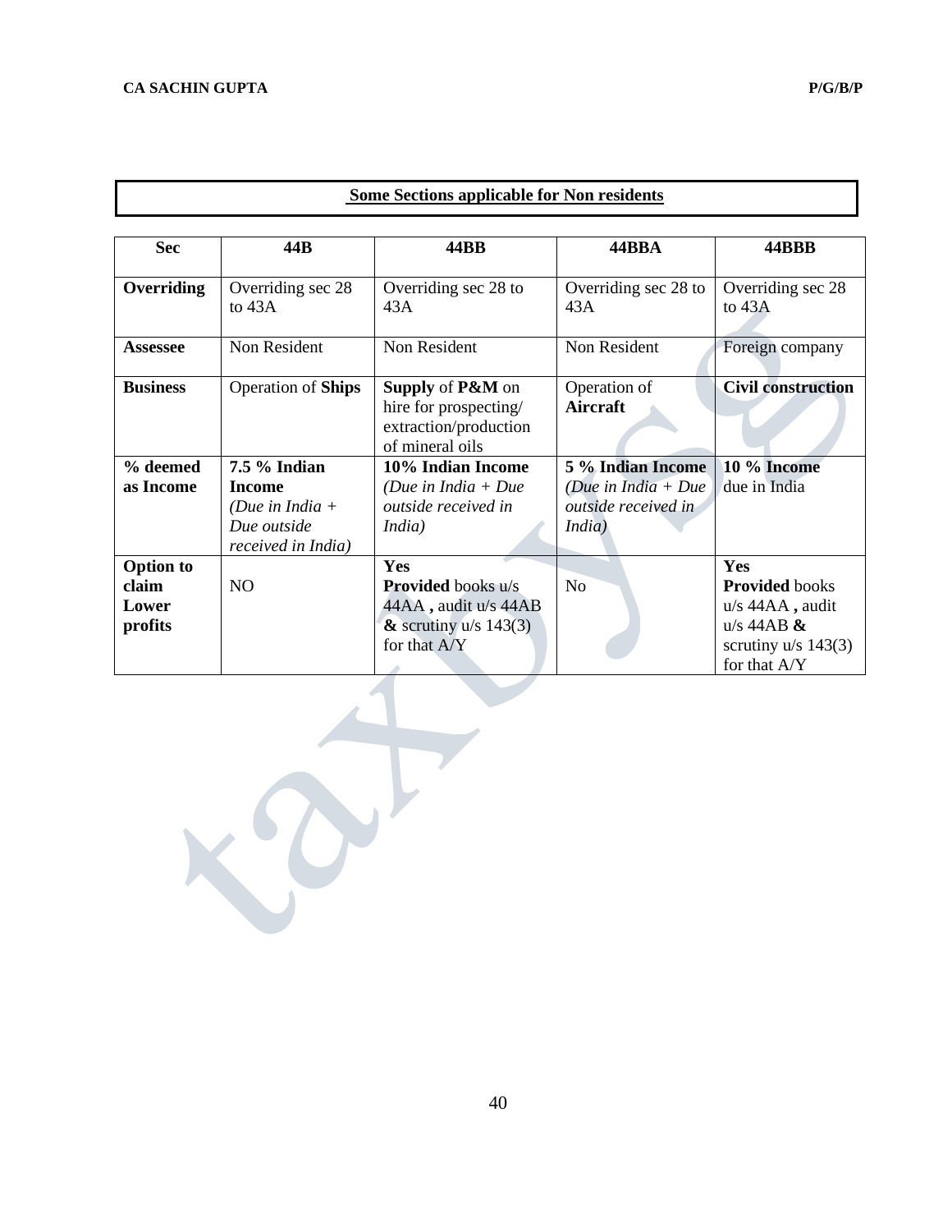## Some Sections applicable for Non residents

| Sec | 44B | 44BB | 44BBA | 44BBB |
|---|---|---|---|---|
| **Overriding** | Overriding sec 28 to 43A | Overriding sec 28 to 43A | Overriding sec 28 to 43A | Overriding sec 28 to 43A |
| **Assessee** | Non Resident | Non Resident | Non Resident | Foreign company |
| **Business** | Operation of **Ships** | **Supply** of **P&M** on hire for prospecting/ extraction/production of mineral oils | Operation of **Aircraft** | **Civil construction** |
| **% deemed as Income** | **7.5 % Indian Income** *(Due in India + Due outside received in India)* | **10% Indian Income** *(Due in India + Due outside received in India)* | **5 % Indian Income** *(Due in India + Due outside received in India)* | **10 % Income** due in India |
| **Option to claim Lower profits** | NO | **Yes** **Provided** books u/s 44AA **,** audit u/s 44AB **&** scrutiny u/s 143(3) for that A/Y | No | **Yes** **Provided** books u/s 44AA **,** audit u/s 44AB **&** scrutiny u/s 143(3) for that A/Y |